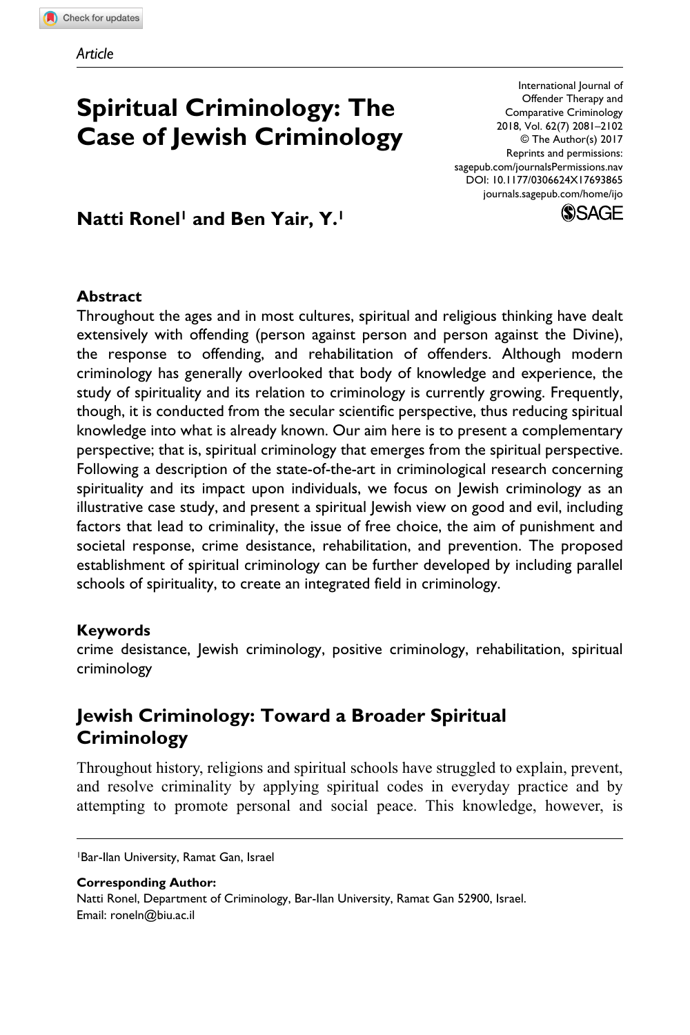*Article*

# Spiritual Criminology: The Case of Jewish Criminology

International Journal of Offender Therapy and Comparative Criminology
2018, Vol. 62(7) 2081–2102
© The Author(s) 2017
Reprints and permissions: sagepub.com/journalsPermissions.nav
DOI: 10.1177/0306624X17693865
journals.sagepub.com/home/ijo

**Natti Ronel[1] and Ben Yair, Y.[1]**

### Abstract

Throughout the ages and in most cultures, spiritual and religious thinking have dealt extensively with offending (person against person and person against the Divine), the response to offending, and rehabilitation of offenders. Although modern criminology has generally overlooked that body of knowledge and experience, the study of spirituality and its relation to criminology is currently growing. Frequently, though, it is conducted from the secular scientific perspective, thus reducing spiritual knowledge into what is already known. Our aim here is to present a complementary perspective; that is, spiritual criminology that emerges from the spiritual perspective. Following a description of the state-of-the-art in criminological research concerning spirituality and its impact upon individuals, we focus on Jewish criminology as an illustrative case study, and present a spiritual Jewish view on good and evil, including factors that lead to criminality, the issue of free choice, the aim of punishment and societal response, crime desistance, rehabilitation, and prevention. The proposed establishment of spiritual criminology can be further developed by including parallel schools of spirituality, to create an integrated field in criminology.

### Keywords

crime desistance, Jewish criminology, positive criminology, rehabilitation, spiritual criminology

## Jewish Criminology: Toward a Broader Spiritual Criminology

Throughout history, religions and spiritual schools have struggled to explain, prevent, and resolve criminality by applying spiritual codes in everyday practice and by attempting to promote personal and social peace. This knowledge, however, is

[1]Bar-Ilan University, Ramat Gan, Israel

**Corresponding Author:**
Natti Ronel, Department of Criminology, Bar-Ilan University, Ramat Gan 52900, Israel.
Email: roneln@biu.ac.il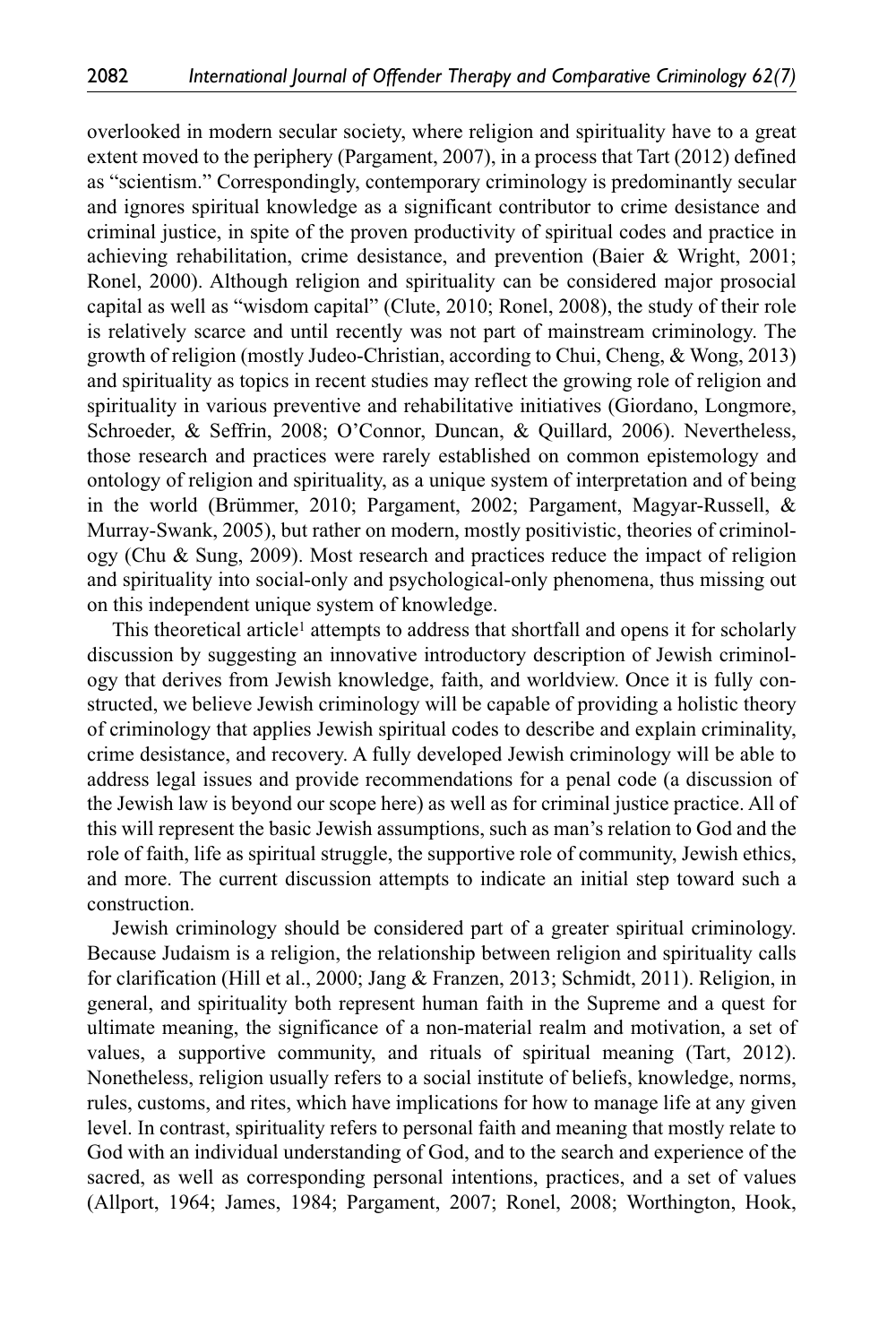overlooked in modern secular society, where religion and spirituality have to a great extent moved to the periphery (Pargament, 2007), in a process that Tart (2012) defined as "scientism." Correspondingly, contemporary criminology is predominantly secular and ignores spiritual knowledge as a significant contributor to crime desistance and criminal justice, in spite of the proven productivity of spiritual codes and practice in achieving rehabilitation, crime desistance, and prevention (Baier & Wright, 2001; Ronel, 2000). Although religion and spirituality can be considered major prosocial capital as well as "wisdom capital" (Clute, 2010; Ronel, 2008), the study of their role is relatively scarce and until recently was not part of mainstream criminology. The growth of religion (mostly Judeo-Christian, according to Chui, Cheng, & Wong, 2013) and spirituality as topics in recent studies may reflect the growing role of religion and spirituality in various preventive and rehabilitative initiatives (Giordano, Longmore, Schroeder, & Seffrin, 2008; O'Connor, Duncan, & Quillard, 2006). Nevertheless, those research and practices were rarely established on common epistemology and ontology of religion and spirituality, as a unique system of interpretation and of being in the world (Brümmer, 2010; Pargament, 2002; Pargament, Magyar-Russell, & Murray-Swank, 2005), but rather on modern, mostly positivistic, theories of criminology (Chu & Sung, 2009). Most research and practices reduce the impact of religion and spirituality into social-only and psychological-only phenomena, thus missing out on this independent unique system of knowledge.

This theoretical article[1] attempts to address that shortfall and opens it for scholarly discussion by suggesting an innovative introductory description of Jewish criminology that derives from Jewish knowledge, faith, and worldview. Once it is fully constructed, we believe Jewish criminology will be capable of providing a holistic theory of criminology that applies Jewish spiritual codes to describe and explain criminality, crime desistance, and recovery. A fully developed Jewish criminology will be able to address legal issues and provide recommendations for a penal code (a discussion of the Jewish law is beyond our scope here) as well as for criminal justice practice. All of this will represent the basic Jewish assumptions, such as man's relation to God and the role of faith, life as spiritual struggle, the supportive role of community, Jewish ethics, and more. The current discussion attempts to indicate an initial step toward such a construction.

Jewish criminology should be considered part of a greater spiritual criminology. Because Judaism is a religion, the relationship between religion and spirituality calls for clarification (Hill et al., 2000; Jang & Franzen, 2013; Schmidt, 2011). Religion, in general, and spirituality both represent human faith in the Supreme and a quest for ultimate meaning, the significance of a non-material realm and motivation, a set of values, a supportive community, and rituals of spiritual meaning (Tart, 2012). Nonetheless, religion usually refers to a social institute of beliefs, knowledge, norms, rules, customs, and rites, which have implications for how to manage life at any given level. In contrast, spirituality refers to personal faith and meaning that mostly relate to God with an individual understanding of God, and to the search and experience of the sacred, as well as corresponding personal intentions, practices, and a set of values (Allport, 1964; James, 1984; Pargament, 2007; Ronel, 2008; Worthington, Hook,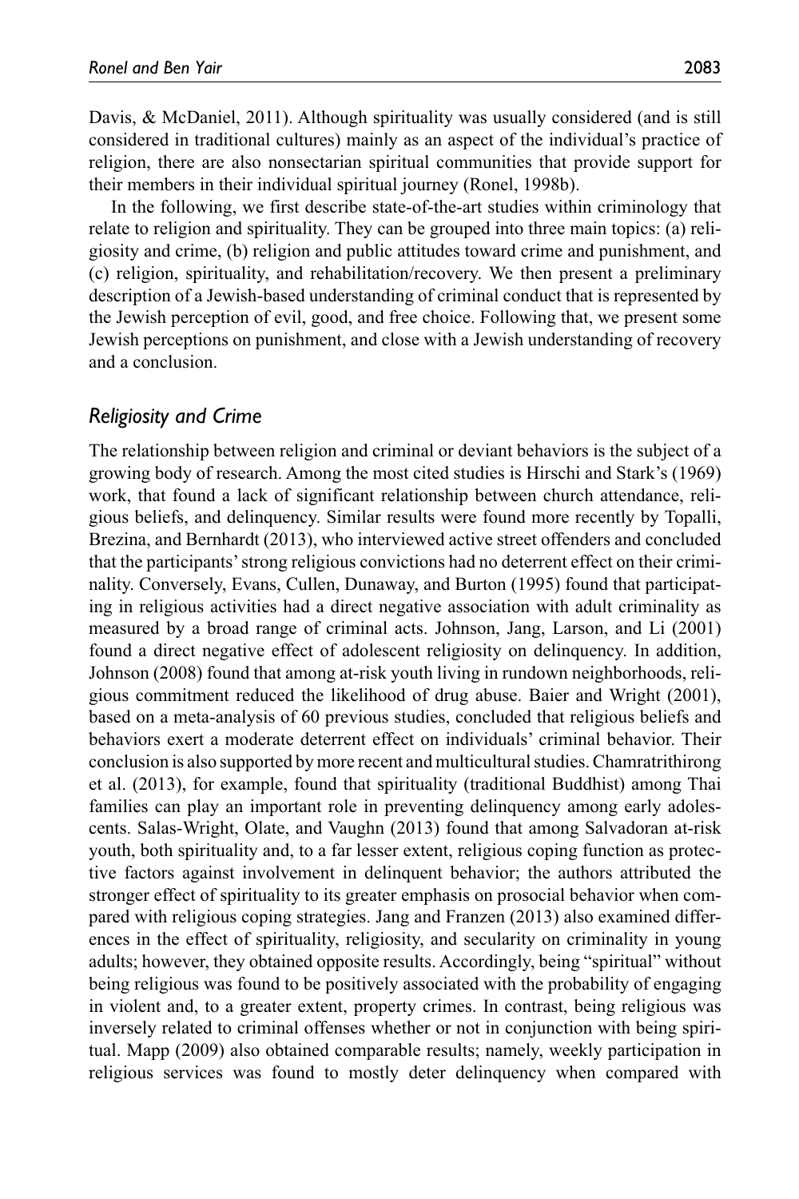Davis, & McDaniel, 2011). Although spirituality was usually considered (and is still considered in traditional cultures) mainly as an aspect of the individual's practice of religion, there are also nonsectarian spiritual communities that provide support for their members in their individual spiritual journey (Ronel, 1998b).

In the following, we first describe state-of-the-art studies within criminology that relate to religion and spirituality. They can be grouped into three main topics: (a) religiosity and crime, (b) religion and public attitudes toward crime and punishment, and (c) religion, spirituality, and rehabilitation/recovery. We then present a preliminary description of a Jewish-based understanding of criminal conduct that is represented by the Jewish perception of evil, good, and free choice. Following that, we present some Jewish perceptions on punishment, and close with a Jewish understanding of recovery and a conclusion.

## *Religiosity and Crime*

The relationship between religion and criminal or deviant behaviors is the subject of a growing body of research. Among the most cited studies is Hirschi and Stark's (1969) work, that found a lack of significant relationship between church attendance, religious beliefs, and delinquency. Similar results were found more recently by Topalli, Brezina, and Bernhardt (2013), who interviewed active street offenders and concluded that the participants' strong religious convictions had no deterrent effect on their criminality. Conversely, Evans, Cullen, Dunaway, and Burton (1995) found that participating in religious activities had a direct negative association with adult criminality as measured by a broad range of criminal acts. Johnson, Jang, Larson, and Li (2001) found a direct negative effect of adolescent religiosity on delinquency. In addition, Johnson (2008) found that among at-risk youth living in rundown neighborhoods, religious commitment reduced the likelihood of drug abuse. Baier and Wright (2001), based on a meta-analysis of 60 previous studies, concluded that religious beliefs and behaviors exert a moderate deterrent effect on individuals' criminal behavior. Their conclusion is also supported by more recent and multicultural studies. Chamratrithirong et al. (2013), for example, found that spirituality (traditional Buddhist) among Thai families can play an important role in preventing delinquency among early adolescents. Salas-Wright, Olate, and Vaughn (2013) found that among Salvadoran at-risk youth, both spirituality and, to a far lesser extent, religious coping function as protective factors against involvement in delinquent behavior; the authors attributed the stronger effect of spirituality to its greater emphasis on prosocial behavior when compared with religious coping strategies. Jang and Franzen (2013) also examined differences in the effect of spirituality, religiosity, and secularity on criminality in young adults; however, they obtained opposite results. Accordingly, being "spiritual" without being religious was found to be positively associated with the probability of engaging in violent and, to a greater extent, property crimes. In contrast, being religious was inversely related to criminal offenses whether or not in conjunction with being spiritual. Mapp (2009) also obtained comparable results; namely, weekly participation in religious services was found to mostly deter delinquency when compared with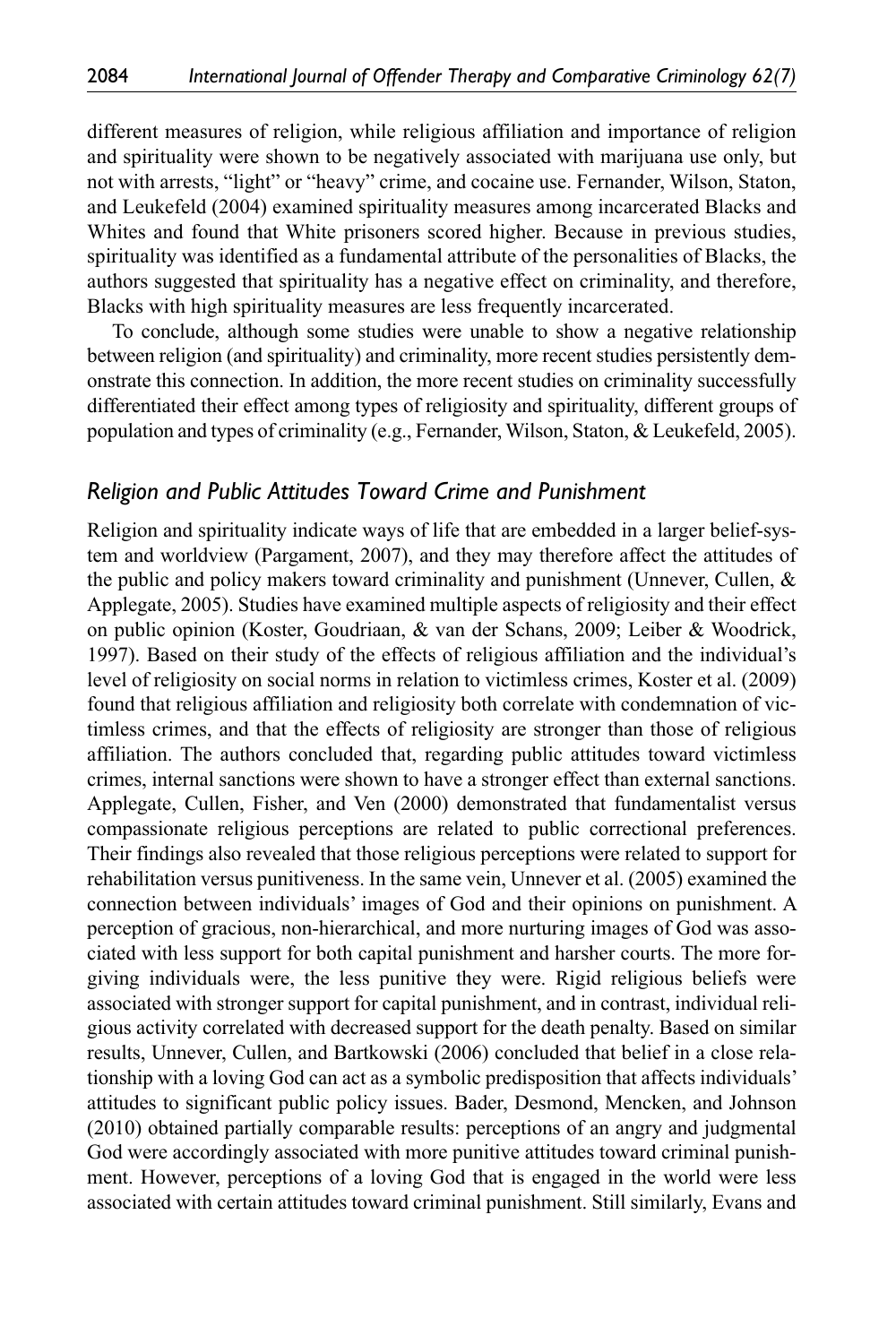different measures of religion, while religious affiliation and importance of religion and spirituality were shown to be negatively associated with marijuana use only, but not with arrests, "light" or "heavy" crime, and cocaine use. Fernander, Wilson, Staton, and Leukefeld (2004) examined spirituality measures among incarcerated Blacks and Whites and found that White prisoners scored higher. Because in previous studies, spirituality was identified as a fundamental attribute of the personalities of Blacks, the authors suggested that spirituality has a negative effect on criminality, and therefore, Blacks with high spirituality measures are less frequently incarcerated.

To conclude, although some studies were unable to show a negative relationship between religion (and spirituality) and criminality, more recent studies persistently demonstrate this connection. In addition, the more recent studies on criminality successfully differentiated their effect among types of religiosity and spirituality, different groups of population and types of criminality (e.g., Fernander, Wilson, Staton, & Leukefeld, 2005).

### *Religion and Public Attitudes Toward Crime and Punishment*

Religion and spirituality indicate ways of life that are embedded in a larger belief-system and worldview (Pargament, 2007), and they may therefore affect the attitudes of the public and policy makers toward criminality and punishment (Unnever, Cullen, & Applegate, 2005). Studies have examined multiple aspects of religiosity and their effect on public opinion (Koster, Goudriaan, & van der Schans, 2009; Leiber & Woodrick, 1997). Based on their study of the effects of religious affiliation and the individual's level of religiosity on social norms in relation to victimless crimes, Koster et al. (2009) found that religious affiliation and religiosity both correlate with condemnation of victimless crimes, and that the effects of religiosity are stronger than those of religious affiliation. The authors concluded that, regarding public attitudes toward victimless crimes, internal sanctions were shown to have a stronger effect than external sanctions. Applegate, Cullen, Fisher, and Ven (2000) demonstrated that fundamentalist versus compassionate religious perceptions are related to public correctional preferences. Their findings also revealed that those religious perceptions were related to support for rehabilitation versus punitiveness. In the same vein, Unnever et al. (2005) examined the connection between individuals' images of God and their opinions on punishment. A perception of gracious, non-hierarchical, and more nurturing images of God was associated with less support for both capital punishment and harsher courts. The more forgiving individuals were, the less punitive they were. Rigid religious beliefs were associated with stronger support for capital punishment, and in contrast, individual religious activity correlated with decreased support for the death penalty. Based on similar results, Unnever, Cullen, and Bartkowski (2006) concluded that belief in a close relationship with a loving God can act as a symbolic predisposition that affects individuals' attitudes to significant public policy issues. Bader, Desmond, Mencken, and Johnson (2010) obtained partially comparable results: perceptions of an angry and judgmental God were accordingly associated with more punitive attitudes toward criminal punishment. However, perceptions of a loving God that is engaged in the world were less associated with certain attitudes toward criminal punishment. Still similarly, Evans and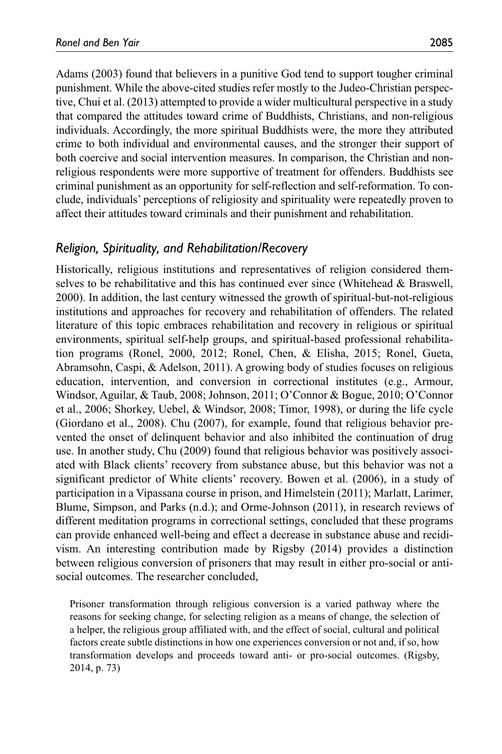Adams (2003) found that believers in a punitive God tend to support tougher criminal punishment. While the above-cited studies refer mostly to the Judeo-Christian perspective, Chui et al. (2013) attempted to provide a wider multicultural perspective in a study that compared the attitudes toward crime of Buddhists, Christians, and non-religious individuals. Accordingly, the more spiritual Buddhists were, the more they attributed crime to both individual and environmental causes, and the stronger their support of both coercive and social intervention measures. In comparison, the Christian and non-religious respondents were more supportive of treatment for offenders. Buddhists see criminal punishment as an opportunity for self-reflection and self-reformation. To conclude, individuals' perceptions of religiosity and spirituality were repeatedly proven to affect their attitudes toward criminals and their punishment and rehabilitation.

### *Religion, Spirituality, and Rehabilitation/Recovery*

Historically, religious institutions and representatives of religion considered themselves to be rehabilitative and this has continued ever since (Whitehead & Braswell, 2000). In addition, the last century witnessed the growth of spiritual-but-not-religious institutions and approaches for recovery and rehabilitation of offenders. The related literature of this topic embraces rehabilitation and recovery in religious or spiritual environments, spiritual self-help groups, and spiritual-based professional rehabilitation programs (Ronel, 2000, 2012; Ronel, Chen, & Elisha, 2015; Ronel, Gueta, Abramsohn, Caspi, & Adelson, 2011). A growing body of studies focuses on religious education, intervention, and conversion in correctional institutes (e.g., Armour, Windsor, Aguilar, & Taub, 2008; Johnson, 2011; O'Connor & Bogue, 2010; O'Connor et al., 2006; Shorkey, Uebel, & Windsor, 2008; Timor, 1998), or during the life cycle (Giordano et al., 2008). Chu (2007), for example, found that religious behavior prevented the onset of delinquent behavior and also inhibited the continuation of drug use. In another study, Chu (2009) found that religious behavior was positively associated with Black clients' recovery from substance abuse, but this behavior was not a significant predictor of White clients' recovery. Bowen et al. (2006), in a study of participation in a Vipassana course in prison, and Himelstein (2011); Marlatt, Larimer, Blume, Simpson, and Parks (n.d.); and Orme-Johnson (2011), in research reviews of different meditation programs in correctional settings, concluded that these programs can provide enhanced well-being and effect a decrease in substance abuse and recidivism. An interesting contribution made by Rigsby (2014) provides a distinction between religious conversion of prisoners that may result in either pro-social or anti-social outcomes. The researcher concluded,

> Prisoner transformation through religious conversion is a varied pathway where the reasons for seeking change, for selecting religion as a means of change, the selection of a helper, the religious group affiliated with, and the effect of social, cultural and political factors create subtle distinctions in how one experiences conversion or not and, if so, how transformation develops and proceeds toward anti- or pro-social outcomes. (Rigsby, 2014, p. 73)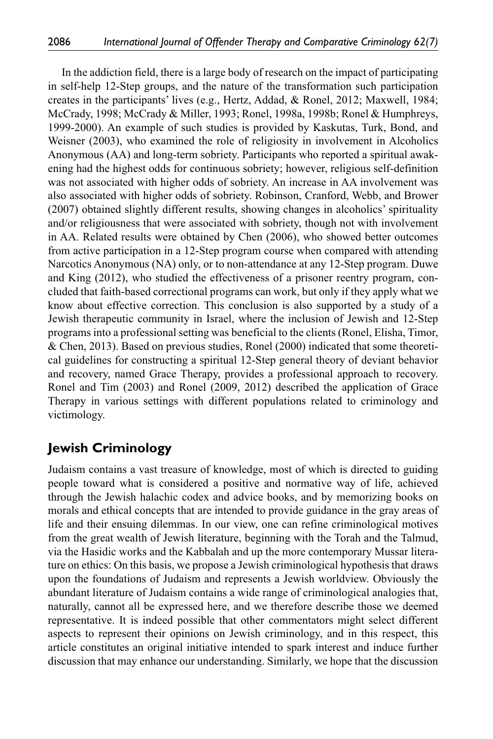In the addiction field, there is a large body of research on the impact of participating in self-help 12-Step groups, and the nature of the transformation such participation creates in the participants' lives (e.g., Hertz, Addad, & Ronel, 2012; Maxwell, 1984; McCrady, 1998; McCrady & Miller, 1993; Ronel, 1998a, 1998b; Ronel & Humphreys, 1999-2000). An example of such studies is provided by Kaskutas, Turk, Bond, and Weisner (2003), who examined the role of religiosity in involvement in Alcoholics Anonymous (AA) and long-term sobriety. Participants who reported a spiritual awakening had the highest odds for continuous sobriety; however, religious self-definition was not associated with higher odds of sobriety. An increase in AA involvement was also associated with higher odds of sobriety. Robinson, Cranford, Webb, and Brower (2007) obtained slightly different results, showing changes in alcoholics' spirituality and/or religiousness that were associated with sobriety, though not with involvement in AA. Related results were obtained by Chen (2006), who showed better outcomes from active participation in a 12-Step program course when compared with attending Narcotics Anonymous (NA) only, or to non-attendance at any 12-Step program. Duwe and King (2012), who studied the effectiveness of a prisoner reentry program, concluded that faith-based correctional programs can work, but only if they apply what we know about effective correction. This conclusion is also supported by a study of a Jewish therapeutic community in Israel, where the inclusion of Jewish and 12-Step programs into a professional setting was beneficial to the clients (Ronel, Elisha, Timor, & Chen, 2013). Based on previous studies, Ronel (2000) indicated that some theoretical guidelines for constructing a spiritual 12-Step general theory of deviant behavior and recovery, named Grace Therapy, provides a professional approach to recovery. Ronel and Tim (2003) and Ronel (2009, 2012) described the application of Grace Therapy in various settings with different populations related to criminology and victimology.

## Jewish Criminology

Judaism contains a vast treasure of knowledge, most of which is directed to guiding people toward what is considered a positive and normative way of life, achieved through the Jewish halachic codex and advice books, and by memorizing books on morals and ethical concepts that are intended to provide guidance in the gray areas of life and their ensuing dilemmas. In our view, one can refine criminological motives from the great wealth of Jewish literature, beginning with the Torah and the Talmud, via the Hasidic works and the Kabbalah and up the more contemporary Mussar literature on ethics: On this basis, we propose a Jewish criminological hypothesis that draws upon the foundations of Judaism and represents a Jewish worldview. Obviously the abundant literature of Judaism contains a wide range of criminological analogies that, naturally, cannot all be expressed here, and we therefore describe those we deemed representative. It is indeed possible that other commentators might select different aspects to represent their opinions on Jewish criminology, and in this respect, this article constitutes an original initiative intended to spark interest and induce further discussion that may enhance our understanding. Similarly, we hope that the discussion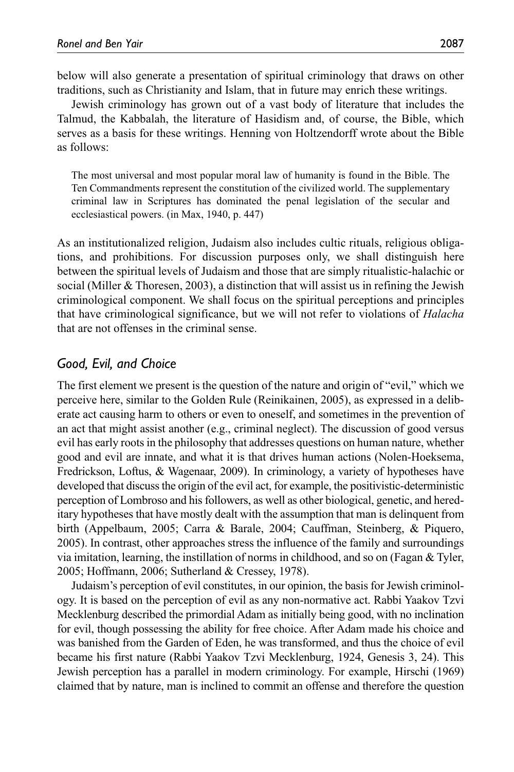below will also generate a presentation of spiritual criminology that draws on other traditions, such as Christianity and Islam, that in future may enrich these writings.

Jewish criminology has grown out of a vast body of literature that includes the Talmud, the Kabbalah, the literature of Hasidism and, of course, the Bible, which serves as a basis for these writings. Henning von Holtzendorff wrote about the Bible as follows:

> The most universal and most popular moral law of humanity is found in the Bible. The Ten Commandments represent the constitution of the civilized world. The supplementary criminal law in Scriptures has dominated the penal legislation of the secular and ecclesiastical powers. (in Max, 1940, p. 447)

As an institutionalized religion, Judaism also includes cultic rituals, religious obligations, and prohibitions. For discussion purposes only, we shall distinguish here between the spiritual levels of Judaism and those that are simply ritualistic-halachic or social (Miller & Thoresen, 2003), a distinction that will assist us in refining the Jewish criminological component. We shall focus on the spiritual perceptions and principles that have criminological significance, but we will not refer to violations of *Halacha* that are not offenses in the criminal sense.

## *Good, Evil, and Choice*

The first element we present is the question of the nature and origin of "evil," which we perceive here, similar to the Golden Rule (Reinikainen, 2005), as expressed in a deliberate act causing harm to others or even to oneself, and sometimes in the prevention of an act that might assist another (e.g., criminal neglect). The discussion of good versus evil has early roots in the philosophy that addresses questions on human nature, whether good and evil are innate, and what it is that drives human actions (Nolen-Hoeksema, Fredrickson, Loftus, & Wagenaar, 2009). In criminology, a variety of hypotheses have developed that discuss the origin of the evil act, for example, the positivistic-deterministic perception of Lombroso and his followers, as well as other biological, genetic, and hereditary hypotheses that have mostly dealt with the assumption that man is delinquent from birth (Appelbaum, 2005; Carra & Barale, 2004; Cauffman, Steinberg, & Piquero, 2005). In contrast, other approaches stress the influence of the family and surroundings via imitation, learning, the instillation of norms in childhood, and so on (Fagan & Tyler, 2005; Hoffmann, 2006; Sutherland & Cressey, 1978).

Judaism's perception of evil constitutes, in our opinion, the basis for Jewish criminology. It is based on the perception of evil as any non-normative act. Rabbi Yaakov Tzvi Mecklenburg described the primordial Adam as initially being good, with no inclination for evil, though possessing the ability for free choice. After Adam made his choice and was banished from the Garden of Eden, he was transformed, and thus the choice of evil became his first nature (Rabbi Yaakov Tzvi Mecklenburg, 1924, Genesis 3, 24). This Jewish perception has a parallel in modern criminology. For example, Hirschi (1969) claimed that by nature, man is inclined to commit an offense and therefore the question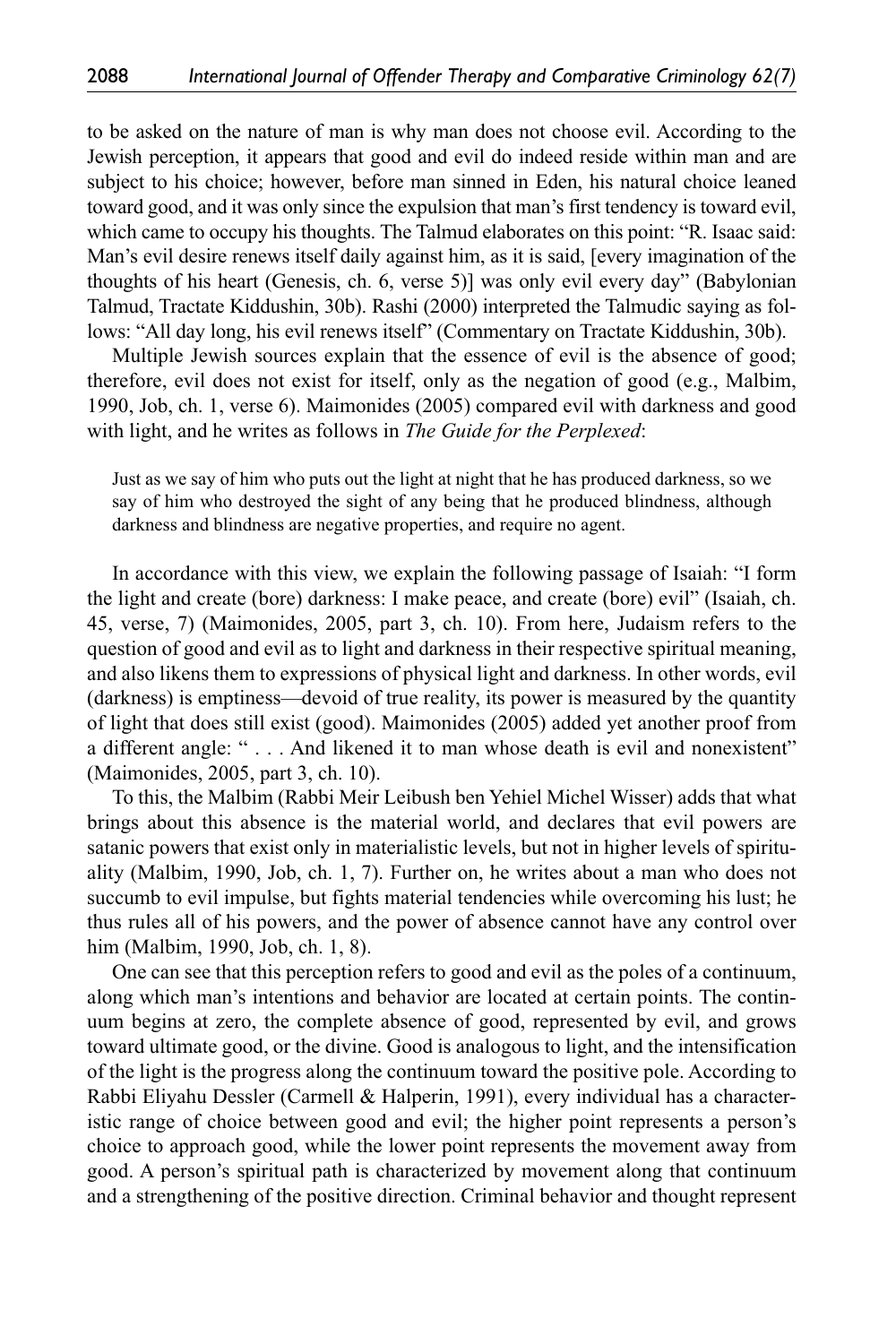to be asked on the nature of man is why man does not choose evil. According to the Jewish perception, it appears that good and evil do indeed reside within man and are subject to his choice; however, before man sinned in Eden, his natural choice leaned toward good, and it was only since the expulsion that man's first tendency is toward evil, which came to occupy his thoughts. The Talmud elaborates on this point: "R. Isaac said: Man's evil desire renews itself daily against him, as it is said, [every imagination of the thoughts of his heart (Genesis, ch. 6, verse 5)] was only evil every day" (Babylonian Talmud, Tractate Kiddushin, 30b). Rashi (2000) interpreted the Talmudic saying as follows: "All day long, his evil renews itself" (Commentary on Tractate Kiddushin, 30b).

Multiple Jewish sources explain that the essence of evil is the absence of good; therefore, evil does not exist for itself, only as the negation of good (e.g., Malbim, 1990, Job, ch. 1, verse 6). Maimonides (2005) compared evil with darkness and good with light, and he writes as follows in *The Guide for the Perplexed*:

> Just as we say of him who puts out the light at night that he has produced darkness, so we say of him who destroyed the sight of any being that he produced blindness, although darkness and blindness are negative properties, and require no agent.

In accordance with this view, we explain the following passage of Isaiah: "I form the light and create (bore) darkness: I make peace, and create (bore) evil" (Isaiah, ch. 45, verse, 7) (Maimonides, 2005, part 3, ch. 10). From here, Judaism refers to the question of good and evil as to light and darkness in their respective spiritual meaning, and also likens them to expressions of physical light and darkness. In other words, evil (darkness) is emptiness—devoid of true reality, its power is measured by the quantity of light that does still exist (good). Maimonides (2005) added yet another proof from a different angle: " . . . And likened it to man whose death is evil and nonexistent" (Maimonides, 2005, part 3, ch. 10).

To this, the Malbim (Rabbi Meir Leibush ben Yehiel Michel Wisser) adds that what brings about this absence is the material world, and declares that evil powers are satanic powers that exist only in materialistic levels, but not in higher levels of spirituality (Malbim, 1990, Job, ch. 1, 7). Further on, he writes about a man who does not succumb to evil impulse, but fights material tendencies while overcoming his lust; he thus rules all of his powers, and the power of absence cannot have any control over him (Malbim, 1990, Job, ch. 1, 8).

One can see that this perception refers to good and evil as the poles of a continuum, along which man's intentions and behavior are located at certain points. The continuum begins at zero, the complete absence of good, represented by evil, and grows toward ultimate good, or the divine. Good is analogous to light, and the intensification of the light is the progress along the continuum toward the positive pole. According to Rabbi Eliyahu Dessler (Carmell & Halperin, 1991), every individual has a characteristic range of choice between good and evil; the higher point represents a person's choice to approach good, while the lower point represents the movement away from good. A person's spiritual path is characterized by movement along that continuum and a strengthening of the positive direction. Criminal behavior and thought represent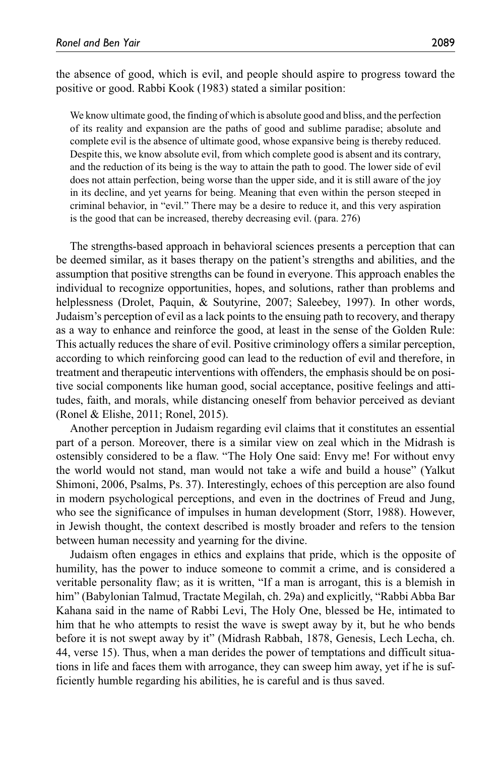the absence of good, which is evil, and people should aspire to progress toward the positive or good. Rabbi Kook (1983) stated a similar position:

> We know ultimate good, the finding of which is absolute good and bliss, and the perfection of its reality and expansion are the paths of good and sublime paradise; absolute and complete evil is the absence of ultimate good, whose expansive being is thereby reduced. Despite this, we know absolute evil, from which complete good is absent and its contrary, and the reduction of its being is the way to attain the path to good. The lower side of evil does not attain perfection, being worse than the upper side, and it is still aware of the joy in its decline, and yet yearns for being. Meaning that even within the person steeped in criminal behavior, in "evil." There may be a desire to reduce it, and this very aspiration is the good that can be increased, thereby decreasing evil. (para. 276)

The strengths-based approach in behavioral sciences presents a perception that can be deemed similar, as it bases therapy on the patient's strengths and abilities, and the assumption that positive strengths can be found in everyone. This approach enables the individual to recognize opportunities, hopes, and solutions, rather than problems and helplessness (Drolet, Paquin, & Soutyrine, 2007; Saleebey, 1997). In other words, Judaism's perception of evil as a lack points to the ensuing path to recovery, and therapy as a way to enhance and reinforce the good, at least in the sense of the Golden Rule: This actually reduces the share of evil. Positive criminology offers a similar perception, according to which reinforcing good can lead to the reduction of evil and therefore, in treatment and therapeutic interventions with offenders, the emphasis should be on positive social components like human good, social acceptance, positive feelings and attitudes, faith, and morals, while distancing oneself from behavior perceived as deviant (Ronel & Elishe, 2011; Ronel, 2015).

Another perception in Judaism regarding evil claims that it constitutes an essential part of a person. Moreover, there is a similar view on zeal which in the Midrash is ostensibly considered to be a flaw. "The Holy One said: Envy me! For without envy the world would not stand, man would not take a wife and build a house" (Yalkut Shimoni, 2006, Psalms, Ps. 37). Interestingly, echoes of this perception are also found in modern psychological perceptions, and even in the doctrines of Freud and Jung, who see the significance of impulses in human development (Storr, 1988). However, in Jewish thought, the context described is mostly broader and refers to the tension between human necessity and yearning for the divine.

Judaism often engages in ethics and explains that pride, which is the opposite of humility, has the power to induce someone to commit a crime, and is considered a veritable personality flaw; as it is written, "If a man is arrogant, this is a blemish in him" (Babylonian Talmud, Tractate Megilah, ch. 29a) and explicitly, "Rabbi Abba Bar Kahana said in the name of Rabbi Levi, The Holy One, blessed be He, intimated to him that he who attempts to resist the wave is swept away by it, but he who bends before it is not swept away by it" (Midrash Rabbah, 1878, Genesis, Lech Lecha, ch. 44, verse 15). Thus, when a man derides the power of temptations and difficult situations in life and faces them with arrogance, they can sweep him away, yet if he is sufficiently humble regarding his abilities, he is careful and is thus saved.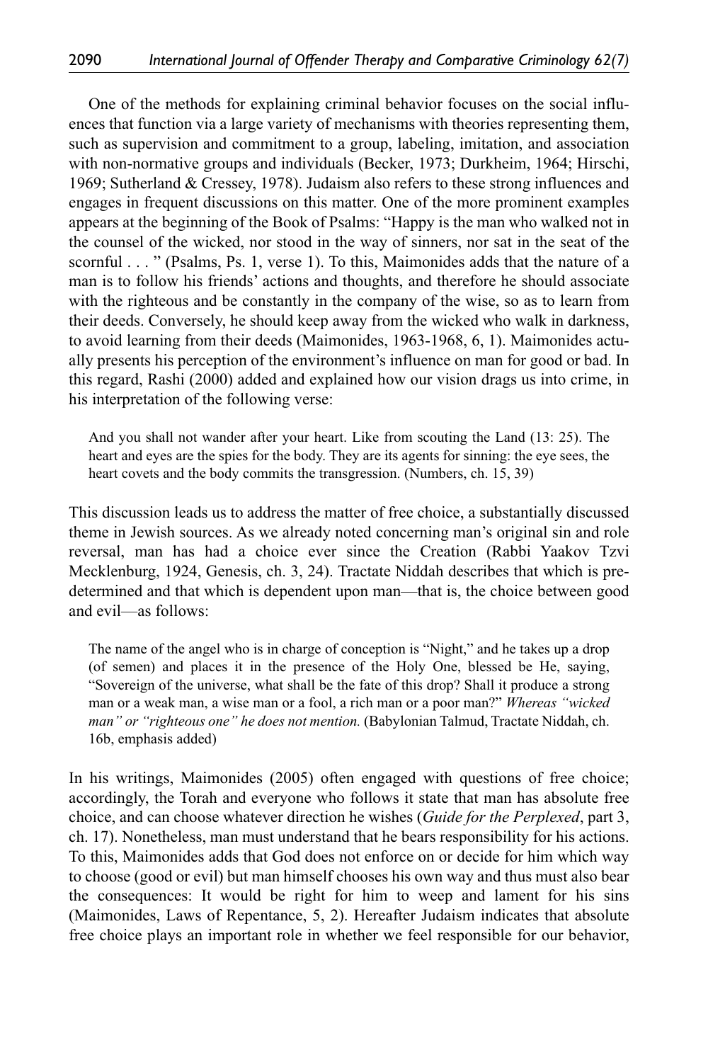One of the methods for explaining criminal behavior focuses on the social influences that function via a large variety of mechanisms with theories representing them, such as supervision and commitment to a group, labeling, imitation, and association with non-normative groups and individuals (Becker, 1973; Durkheim, 1964; Hirschi, 1969; Sutherland & Cressey, 1978). Judaism also refers to these strong influences and engages in frequent discussions on this matter. One of the more prominent examples appears at the beginning of the Book of Psalms: "Happy is the man who walked not in the counsel of the wicked, nor stood in the way of sinners, nor sat in the seat of the scornful . . . " (Psalms, Ps. 1, verse 1). To this, Maimonides adds that the nature of a man is to follow his friends' actions and thoughts, and therefore he should associate with the righteous and be constantly in the company of the wise, so as to learn from their deeds. Conversely, he should keep away from the wicked who walk in darkness, to avoid learning from their deeds (Maimonides, 1963-1968, 6, 1). Maimonides actually presents his perception of the environment's influence on man for good or bad. In this regard, Rashi (2000) added and explained how our vision drags us into crime, in his interpretation of the following verse:

> And you shall not wander after your heart. Like from scouting the Land (13: 25). The heart and eyes are the spies for the body. They are its agents for sinning: the eye sees, the heart covets and the body commits the transgression. (Numbers, ch. 15, 39)

This discussion leads us to address the matter of free choice, a substantially discussed theme in Jewish sources. As we already noted concerning man's original sin and role reversal, man has had a choice ever since the Creation (Rabbi Yaakov Tzvi Mecklenburg, 1924, Genesis, ch. 3, 24). Tractate Niddah describes that which is predetermined and that which is dependent upon man—that is, the choice between good and evil—as follows:

> The name of the angel who is in charge of conception is "Night," and he takes up a drop (of semen) and places it in the presence of the Holy One, blessed be He, saying, "Sovereign of the universe, what shall be the fate of this drop? Shall it produce a strong man or a weak man, a wise man or a fool, a rich man or a poor man?" *Whereas "wicked man" or "righteous one" he does not mention.* (Babylonian Talmud, Tractate Niddah, ch. 16b, emphasis added)

In his writings, Maimonides (2005) often engaged with questions of free choice; accordingly, the Torah and everyone who follows it state that man has absolute free choice, and can choose whatever direction he wishes (*Guide for the Perplexed*, part 3, ch. 17). Nonetheless, man must understand that he bears responsibility for his actions. To this, Maimonides adds that God does not enforce on or decide for him which way to choose (good or evil) but man himself chooses his own way and thus must also bear the consequences: It would be right for him to weep and lament for his sins (Maimonides, Laws of Repentance, 5, 2). Hereafter Judaism indicates that absolute free choice plays an important role in whether we feel responsible for our behavior,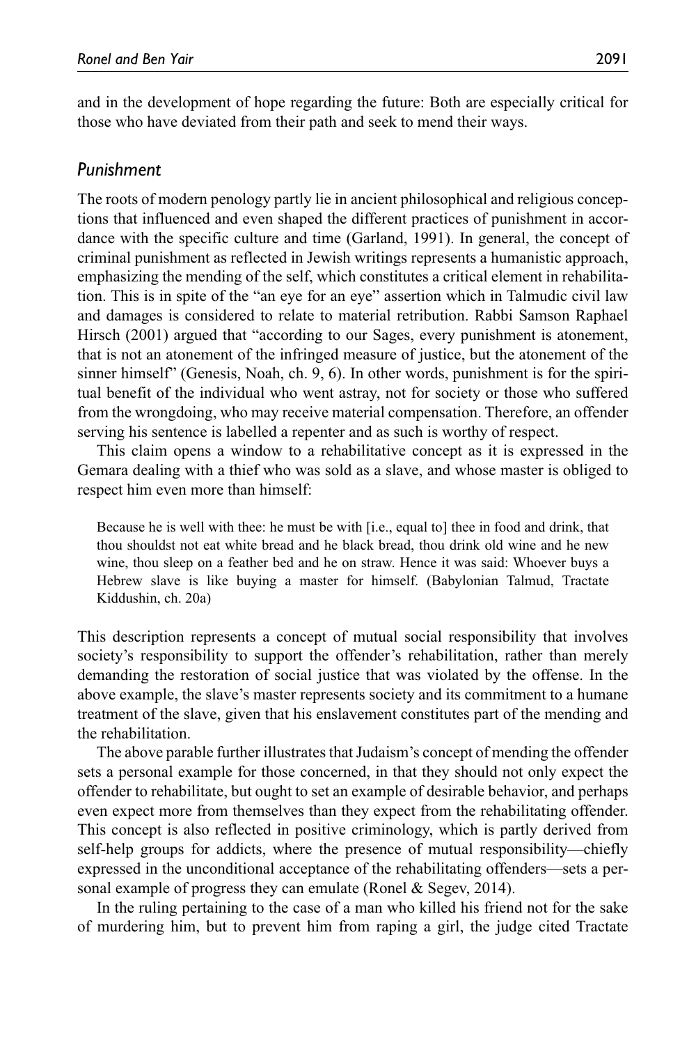and in the development of hope regarding the future: Both are especially critical for those who have deviated from their path and seek to mend their ways.

## *Punishment*

The roots of modern penology partly lie in ancient philosophical and religious conceptions that influenced and even shaped the different practices of punishment in accordance with the specific culture and time (Garland, 1991). In general, the concept of criminal punishment as reflected in Jewish writings represents a humanistic approach, emphasizing the mending of the self, which constitutes a critical element in rehabilitation. This is in spite of the "an eye for an eye" assertion which in Talmudic civil law and damages is considered to relate to material retribution. Rabbi Samson Raphael Hirsch (2001) argued that "according to our Sages, every punishment is atonement, that is not an atonement of the infringed measure of justice, but the atonement of the sinner himself" (Genesis, Noah, ch. 9, 6). In other words, punishment is for the spiritual benefit of the individual who went astray, not for society or those who suffered from the wrongdoing, who may receive material compensation. Therefore, an offender serving his sentence is labelled a repenter and as such is worthy of respect.

This claim opens a window to a rehabilitative concept as it is expressed in the Gemara dealing with a thief who was sold as a slave, and whose master is obliged to respect him even more than himself:

> Because he is well with thee: he must be with [i.e., equal to] thee in food and drink, that thou shouldst not eat white bread and he black bread, thou drink old wine and he new wine, thou sleep on a feather bed and he on straw. Hence it was said: Whoever buys a Hebrew slave is like buying a master for himself. (Babylonian Talmud, Tractate Kiddushin, ch. 20a)

This description represents a concept of mutual social responsibility that involves society's responsibility to support the offender's rehabilitation, rather than merely demanding the restoration of social justice that was violated by the offense. In the above example, the slave's master represents society and its commitment to a humane treatment of the slave, given that his enslavement constitutes part of the mending and the rehabilitation.

The above parable further illustrates that Judaism's concept of mending the offender sets a personal example for those concerned, in that they should not only expect the offender to rehabilitate, but ought to set an example of desirable behavior, and perhaps even expect more from themselves than they expect from the rehabilitating offender. This concept is also reflected in positive criminology, which is partly derived from self-help groups for addicts, where the presence of mutual responsibility—chiefly expressed in the unconditional acceptance of the rehabilitating offenders—sets a personal example of progress they can emulate (Ronel & Segev, 2014).

In the ruling pertaining to the case of a man who killed his friend not for the sake of murdering him, but to prevent him from raping a girl, the judge cited Tractate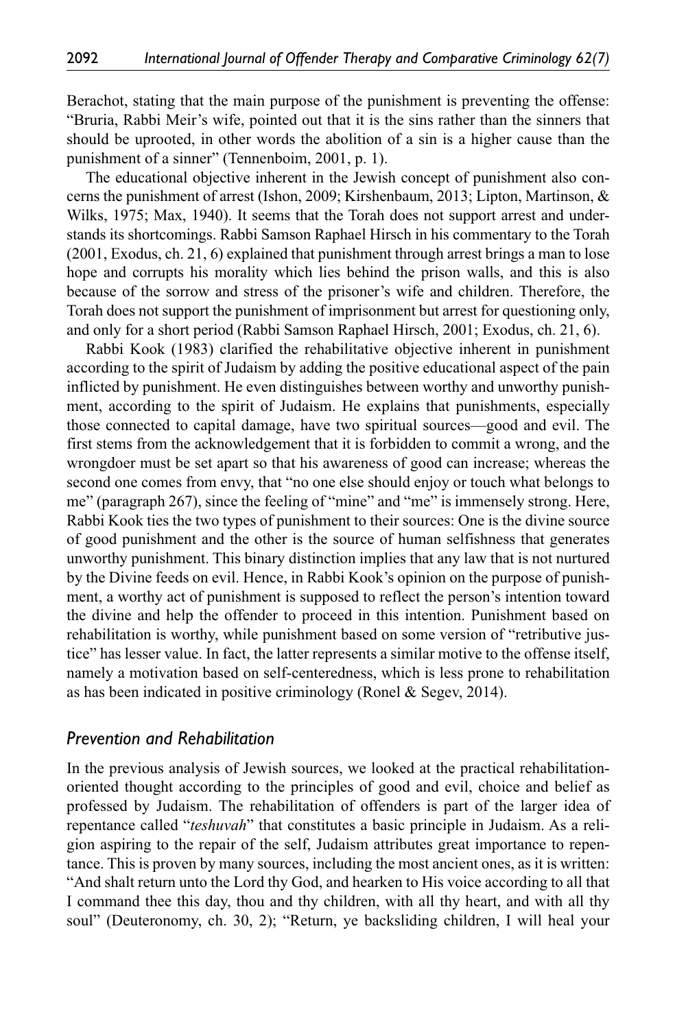Berachot, stating that the main purpose of the punishment is preventing the offense: "Bruria, Rabbi Meir's wife, pointed out that it is the sins rather than the sinners that should be uprooted, in other words the abolition of a sin is a higher cause than the punishment of a sinner" (Tennenboim, 2001, p. 1).

The educational objective inherent in the Jewish concept of punishment also concerns the punishment of arrest (Ishon, 2009; Kirshenbaum, 2013; Lipton, Martinson, & Wilks, 1975; Max, 1940). It seems that the Torah does not support arrest and understands its shortcomings. Rabbi Samson Raphael Hirsch in his commentary to the Torah (2001, Exodus, ch. 21, 6) explained that punishment through arrest brings a man to lose hope and corrupts his morality which lies behind the prison walls, and this is also because of the sorrow and stress of the prisoner's wife and children. Therefore, the Torah does not support the punishment of imprisonment but arrest for questioning only, and only for a short period (Rabbi Samson Raphael Hirsch, 2001; Exodus, ch. 21, 6).

Rabbi Kook (1983) clarified the rehabilitative objective inherent in punishment according to the spirit of Judaism by adding the positive educational aspect of the pain inflicted by punishment. He even distinguishes between worthy and unworthy punishment, according to the spirit of Judaism. He explains that punishments, especially those connected to capital damage, have two spiritual sources—good and evil. The first stems from the acknowledgement that it is forbidden to commit a wrong, and the wrongdoer must be set apart so that his awareness of good can increase; whereas the second one comes from envy, that "no one else should enjoy or touch what belongs to me" (paragraph 267), since the feeling of "mine" and "me" is immensely strong. Here, Rabbi Kook ties the two types of punishment to their sources: One is the divine source of good punishment and the other is the source of human selfishness that generates unworthy punishment. This binary distinction implies that any law that is not nurtured by the Divine feeds on evil. Hence, in Rabbi Kook's opinion on the purpose of punishment, a worthy act of punishment is supposed to reflect the person's intention toward the divine and help the offender to proceed in this intention. Punishment based on rehabilitation is worthy, while punishment based on some version of "retributive justice" has lesser value. In fact, the latter represents a similar motive to the offense itself, namely a motivation based on self-centeredness, which is less prone to rehabilitation as has been indicated in positive criminology (Ronel & Segev, 2014).

## *Prevention and Rehabilitation*

In the previous analysis of Jewish sources, we looked at the practical rehabilitation-oriented thought according to the principles of good and evil, choice and belief as professed by Judaism. The rehabilitation of offenders is part of the larger idea of repentance called "*teshuvah*" that constitutes a basic principle in Judaism. As a religion aspiring to the repair of the self, Judaism attributes great importance to repentance. This is proven by many sources, including the most ancient ones, as it is written: "And shalt return unto the Lord thy God, and hearken to His voice according to all that I command thee this day, thou and thy children, with all thy heart, and with all thy soul" (Deuteronomy, ch. 30, 2); "Return, ye backsliding children, I will heal your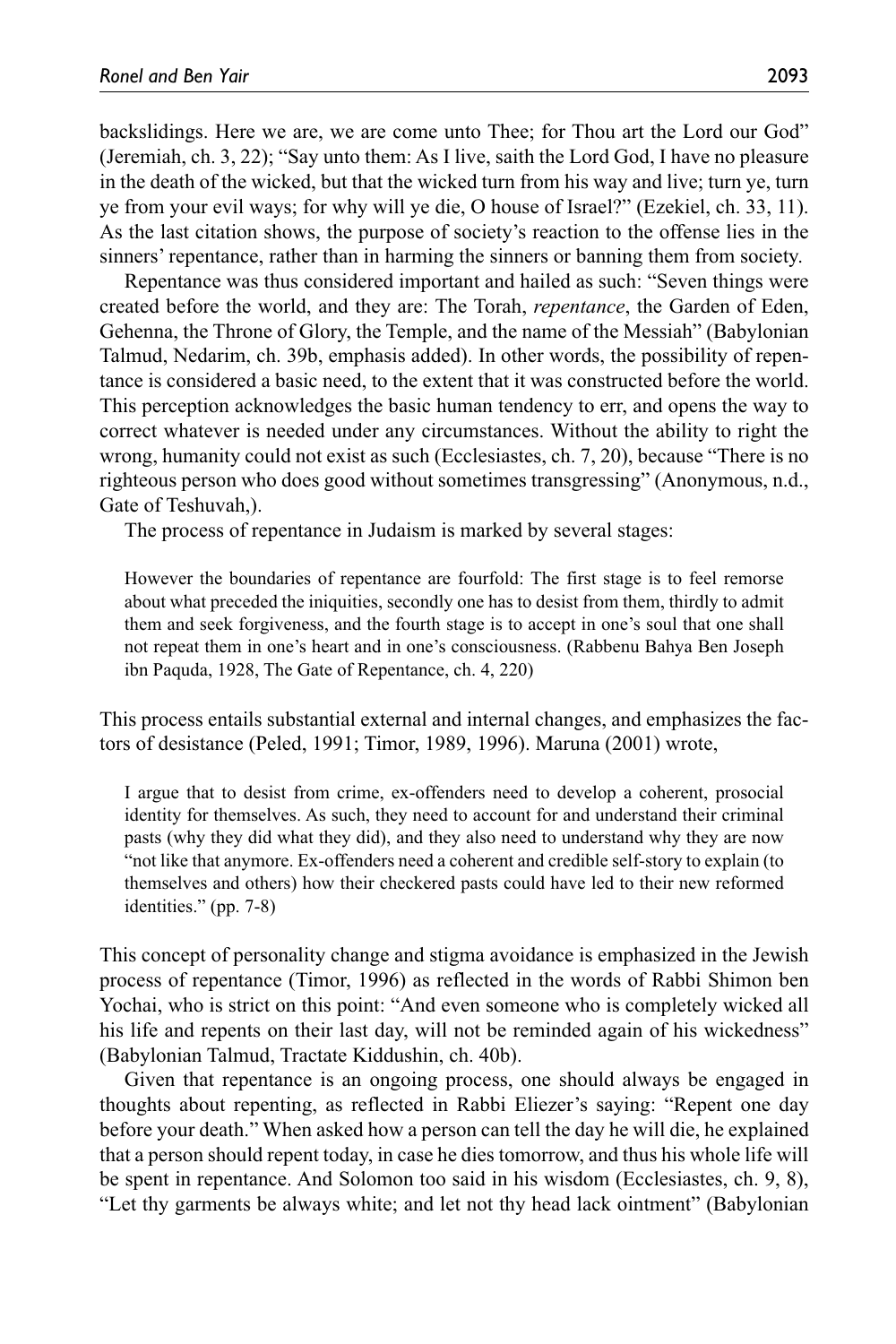backslidings. Here we are, we are come unto Thee; for Thou art the Lord our God" (Jeremiah, ch. 3, 22); "Say unto them: As I live, saith the Lord God, I have no pleasure in the death of the wicked, but that the wicked turn from his way and live; turn ye, turn ye from your evil ways; for why will ye die, O house of Israel?" (Ezekiel, ch. 33, 11). As the last citation shows, the purpose of society's reaction to the offense lies in the sinners' repentance, rather than in harming the sinners or banning them from society.

Repentance was thus considered important and hailed as such: "Seven things were created before the world, and they are: The Torah, *repentance*, the Garden of Eden, Gehenna, the Throne of Glory, the Temple, and the name of the Messiah" (Babylonian Talmud, Nedarim, ch. 39b, emphasis added). In other words, the possibility of repentance is considered a basic need, to the extent that it was constructed before the world. This perception acknowledges the basic human tendency to err, and opens the way to correct whatever is needed under any circumstances. Without the ability to right the wrong, humanity could not exist as such (Ecclesiastes, ch. 7, 20), because "There is no righteous person who does good without sometimes transgressing" (Anonymous, n.d., Gate of Teshuvah,).

The process of repentance in Judaism is marked by several stages:

> However the boundaries of repentance are fourfold: The first stage is to feel remorse about what preceded the iniquities, secondly one has to desist from them, thirdly to admit them and seek forgiveness, and the fourth stage is to accept in one's soul that one shall not repeat them in one's heart and in one's consciousness. (Rabbenu Bahya Ben Joseph ibn Paquda, 1928, The Gate of Repentance, ch. 4, 220)

This process entails substantial external and internal changes, and emphasizes the factors of desistance (Peled, 1991; Timor, 1989, 1996). Maruna (2001) wrote,

> I argue that to desist from crime, ex-offenders need to develop a coherent, prosocial identity for themselves. As such, they need to account for and understand their criminal pasts (why they did what they did), and they also need to understand why they are now "not like that anymore. Ex-offenders need a coherent and credible self-story to explain (to themselves and others) how their checkered pasts could have led to their new reformed identities." (pp. 7-8)

This concept of personality change and stigma avoidance is emphasized in the Jewish process of repentance (Timor, 1996) as reflected in the words of Rabbi Shimon ben Yochai, who is strict on this point: "And even someone who is completely wicked all his life and repents on their last day, will not be reminded again of his wickedness" (Babylonian Talmud, Tractate Kiddushin, ch. 40b).

Given that repentance is an ongoing process, one should always be engaged in thoughts about repenting, as reflected in Rabbi Eliezer's saying: "Repent one day before your death." When asked how a person can tell the day he will die, he explained that a person should repent today, in case he dies tomorrow, and thus his whole life will be spent in repentance. And Solomon too said in his wisdom (Ecclesiastes, ch. 9, 8), "Let thy garments be always white; and let not thy head lack ointment" (Babylonian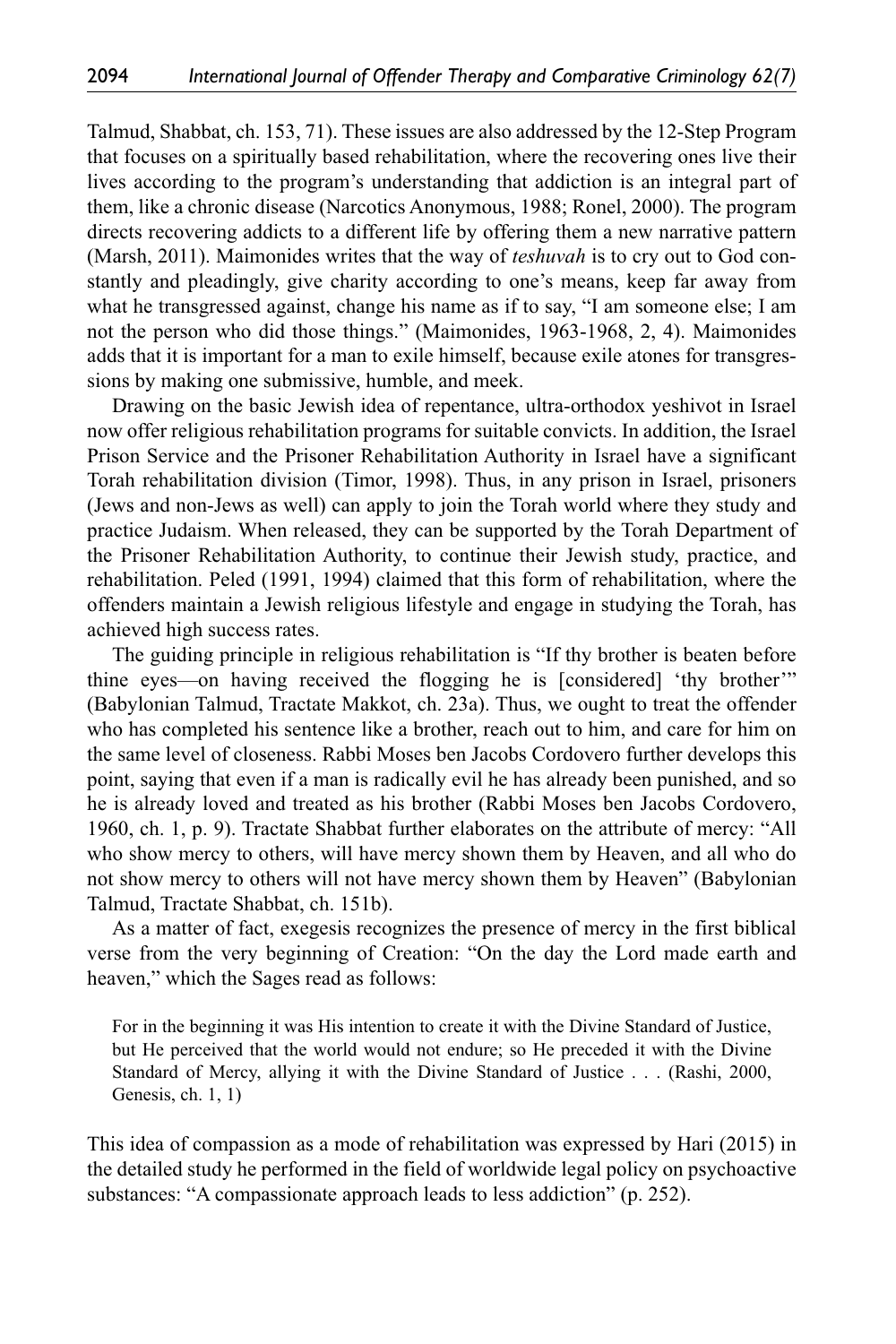Talmud, Shabbat, ch. 153, 71). These issues are also addressed by the 12-Step Program that focuses on a spiritually based rehabilitation, where the recovering ones live their lives according to the program's understanding that addiction is an integral part of them, like a chronic disease (Narcotics Anonymous, 1988; Ronel, 2000). The program directs recovering addicts to a different life by offering them a new narrative pattern (Marsh, 2011). Maimonides writes that the way of *teshuvah* is to cry out to God constantly and pleadingly, give charity according to one's means, keep far away from what he transgressed against, change his name as if to say, "I am someone else; I am not the person who did those things." (Maimonides, 1963-1968, 2, 4). Maimonides adds that it is important for a man to exile himself, because exile atones for transgressions by making one submissive, humble, and meek.

Drawing on the basic Jewish idea of repentance, ultra-orthodox yeshivot in Israel now offer religious rehabilitation programs for suitable convicts. In addition, the Israel Prison Service and the Prisoner Rehabilitation Authority in Israel have a significant Torah rehabilitation division (Timor, 1998). Thus, in any prison in Israel, prisoners (Jews and non-Jews as well) can apply to join the Torah world where they study and practice Judaism. When released, they can be supported by the Torah Department of the Prisoner Rehabilitation Authority, to continue their Jewish study, practice, and rehabilitation. Peled (1991, 1994) claimed that this form of rehabilitation, where the offenders maintain a Jewish religious lifestyle and engage in studying the Torah, has achieved high success rates.

The guiding principle in religious rehabilitation is "If thy brother is beaten before thine eyes—on having received the flogging he is [considered] 'thy brother'" (Babylonian Talmud, Tractate Makkot, ch. 23a). Thus, we ought to treat the offender who has completed his sentence like a brother, reach out to him, and care for him on the same level of closeness. Rabbi Moses ben Jacobs Cordovero further develops this point, saying that even if a man is radically evil he has already been punished, and so he is already loved and treated as his brother (Rabbi Moses ben Jacobs Cordovero, 1960, ch. 1, p. 9). Tractate Shabbat further elaborates on the attribute of mercy: "All who show mercy to others, will have mercy shown them by Heaven, and all who do not show mercy to others will not have mercy shown them by Heaven" (Babylonian Talmud, Tractate Shabbat, ch. 151b).

As a matter of fact, exegesis recognizes the presence of mercy in the first biblical verse from the very beginning of Creation: "On the day the Lord made earth and heaven," which the Sages read as follows:

> For in the beginning it was His intention to create it with the Divine Standard of Justice, but He perceived that the world would not endure; so He preceded it with the Divine Standard of Mercy, allying it with the Divine Standard of Justice . . . (Rashi, 2000, Genesis, ch. 1, 1)

This idea of compassion as a mode of rehabilitation was expressed by Hari (2015) in the detailed study he performed in the field of worldwide legal policy on psychoactive substances: "A compassionate approach leads to less addiction" (p. 252).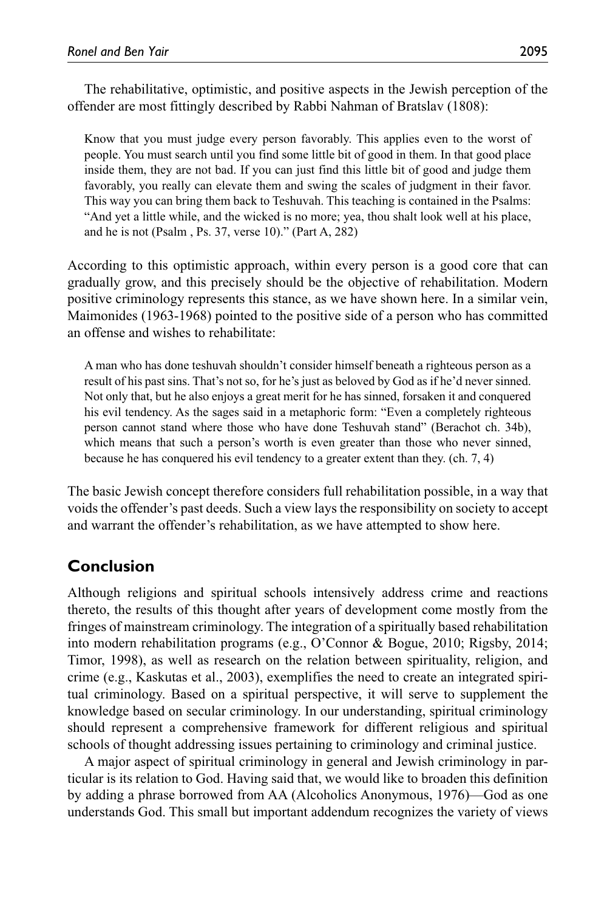The rehabilitative, optimistic, and positive aspects in the Jewish perception of the offender are most fittingly described by Rabbi Nahman of Bratslav (1808):

> Know that you must judge every person favorably. This applies even to the worst of people. You must search until you find some little bit of good in them. In that good place inside them, they are not bad. If you can just find this little bit of good and judge them favorably, you really can elevate them and swing the scales of judgment in their favor. This way you can bring them back to Teshuvah. This teaching is contained in the Psalms: "And yet a little while, and the wicked is no more; yea, thou shalt look well at his place, and he is not (Psalm , Ps. 37, verse 10)." (Part A, 282)

According to this optimistic approach, within every person is a good core that can gradually grow, and this precisely should be the objective of rehabilitation. Modern positive criminology represents this stance, as we have shown here. In a similar vein, Maimonides (1963-1968) pointed to the positive side of a person who has committed an offense and wishes to rehabilitate:

> A man who has done teshuvah shouldn't consider himself beneath a righteous person as a result of his past sins. That's not so, for he's just as beloved by God as if he'd never sinned. Not only that, but he also enjoys a great merit for he has sinned, forsaken it and conquered his evil tendency. As the sages said in a metaphoric form: "Even a completely righteous person cannot stand where those who have done Teshuvah stand" (Berachot ch. 34b), which means that such a person's worth is even greater than those who never sinned, because he has conquered his evil tendency to a greater extent than they. (ch. 7, 4)

The basic Jewish concept therefore considers full rehabilitation possible, in a way that voids the offender's past deeds. Such a view lays the responsibility on society to accept and warrant the offender's rehabilitation, as we have attempted to show here.

## Conclusion

Although religions and spiritual schools intensively address crime and reactions thereto, the results of this thought after years of development come mostly from the fringes of mainstream criminology. The integration of a spiritually based rehabilitation into modern rehabilitation programs (e.g., O'Connor & Bogue, 2010; Rigsby, 2014; Timor, 1998), as well as research on the relation between spirituality, religion, and crime (e.g., Kaskutas et al., 2003), exemplifies the need to create an integrated spiritual criminology. Based on a spiritual perspective, it will serve to supplement the knowledge based on secular criminology. In our understanding, spiritual criminology should represent a comprehensive framework for different religious and spiritual schools of thought addressing issues pertaining to criminology and criminal justice.

A major aspect of spiritual criminology in general and Jewish criminology in particular is its relation to God. Having said that, we would like to broaden this definition by adding a phrase borrowed from AA (Alcoholics Anonymous, 1976)—God as one understands God. This small but important addendum recognizes the variety of views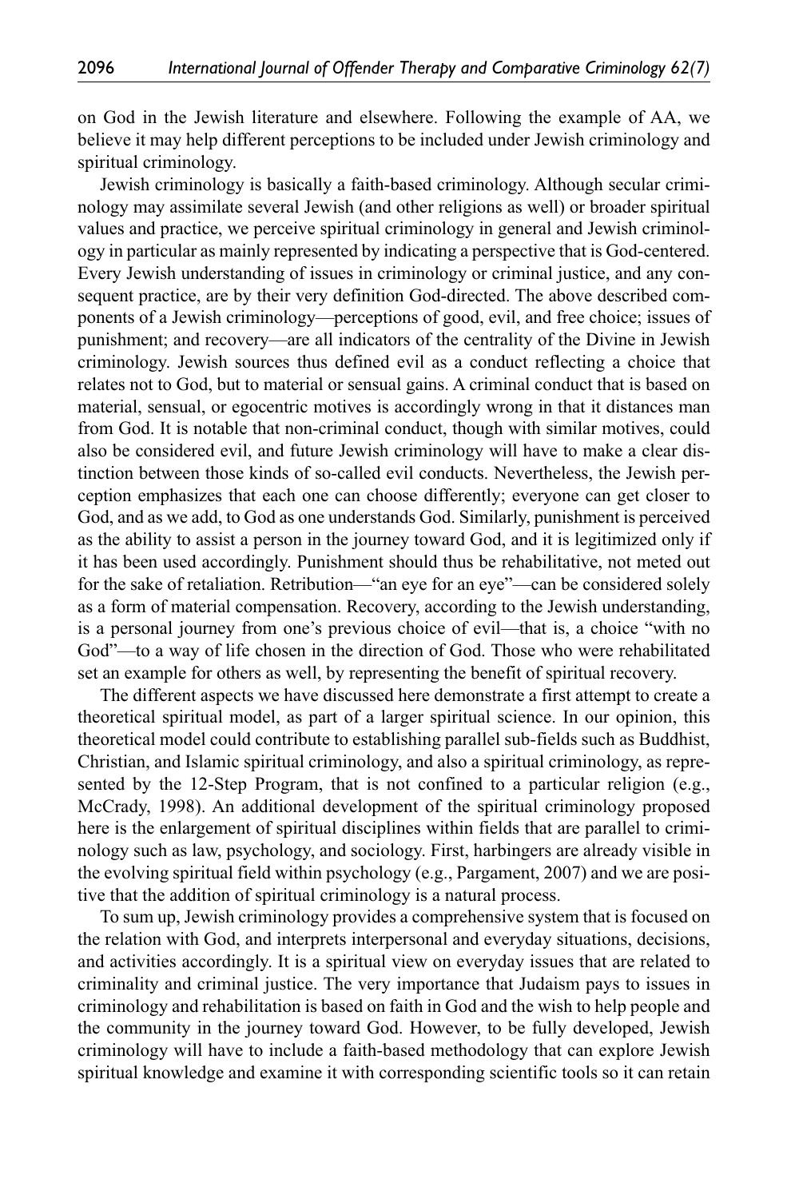on God in the Jewish literature and elsewhere. Following the example of AA, we believe it may help different perceptions to be included under Jewish criminology and spiritual criminology.

Jewish criminology is basically a faith-based criminology. Although secular criminology may assimilate several Jewish (and other religions as well) or broader spiritual values and practice, we perceive spiritual criminology in general and Jewish criminology in particular as mainly represented by indicating a perspective that is God-centered. Every Jewish understanding of issues in criminology or criminal justice, and any consequent practice, are by their very definition God-directed. The above described components of a Jewish criminology—perceptions of good, evil, and free choice; issues of punishment; and recovery—are all indicators of the centrality of the Divine in Jewish criminology. Jewish sources thus defined evil as a conduct reflecting a choice that relates not to God, but to material or sensual gains. A criminal conduct that is based on material, sensual, or egocentric motives is accordingly wrong in that it distances man from God. It is notable that non-criminal conduct, though with similar motives, could also be considered evil, and future Jewish criminology will have to make a clear distinction between those kinds of so-called evil conducts. Nevertheless, the Jewish perception emphasizes that each one can choose differently; everyone can get closer to God, and as we add, to God as one understands God. Similarly, punishment is perceived as the ability to assist a person in the journey toward God, and it is legitimized only if it has been used accordingly. Punishment should thus be rehabilitative, not meted out for the sake of retaliation. Retribution—"an eye for an eye"—can be considered solely as a form of material compensation. Recovery, according to the Jewish understanding, is a personal journey from one's previous choice of evil—that is, a choice "with no God"—to a way of life chosen in the direction of God. Those who were rehabilitated set an example for others as well, by representing the benefit of spiritual recovery.

The different aspects we have discussed here demonstrate a first attempt to create a theoretical spiritual model, as part of a larger spiritual science. In our opinion, this theoretical model could contribute to establishing parallel sub-fields such as Buddhist, Christian, and Islamic spiritual criminology, and also a spiritual criminology, as represented by the 12-Step Program, that is not confined to a particular religion (e.g., McCrady, 1998). An additional development of the spiritual criminology proposed here is the enlargement of spiritual disciplines within fields that are parallel to criminology such as law, psychology, and sociology. First, harbingers are already visible in the evolving spiritual field within psychology (e.g., Pargament, 2007) and we are positive that the addition of spiritual criminology is a natural process.

To sum up, Jewish criminology provides a comprehensive system that is focused on the relation with God, and interprets interpersonal and everyday situations, decisions, and activities accordingly. It is a spiritual view on everyday issues that are related to criminality and criminal justice. The very importance that Judaism pays to issues in criminology and rehabilitation is based on faith in God and the wish to help people and the community in the journey toward God. However, to be fully developed, Jewish criminology will have to include a faith-based methodology that can explore Jewish spiritual knowledge and examine it with corresponding scientific tools so it can retain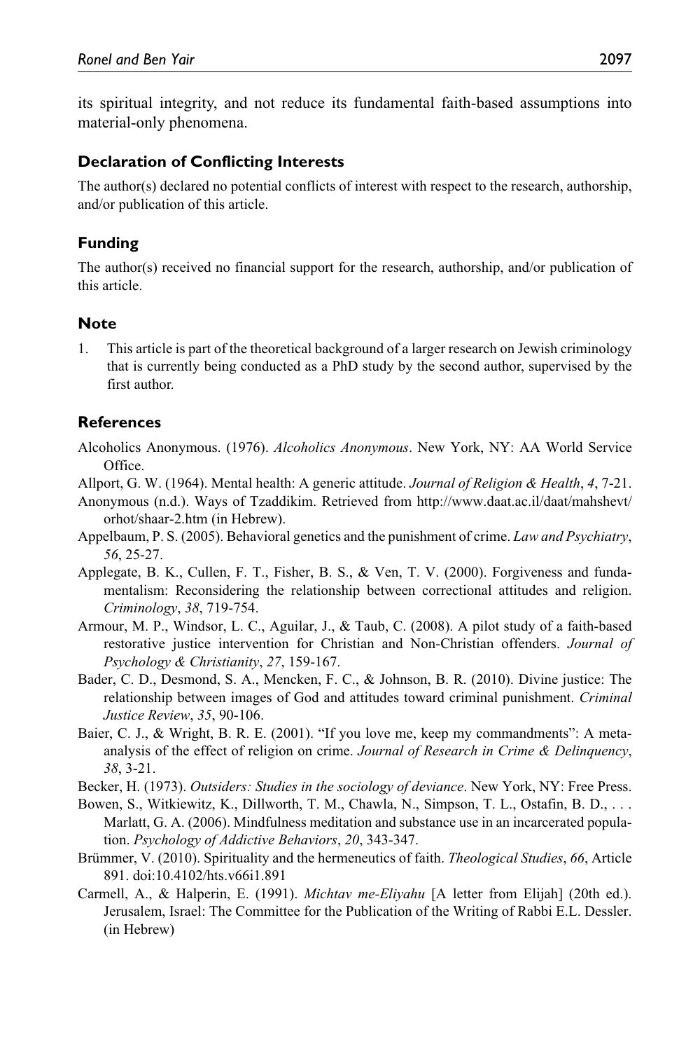its spiritual integrity, and not reduce its fundamental faith-based assumptions into material-only phenomena.

### Declaration of Conflicting Interests

The author(s) declared no potential conflicts of interest with respect to the research, authorship, and/or publication of this article.

### Funding

The author(s) received no financial support for the research, authorship, and/or publication of this article.

### Note

1. This article is part of the theoretical background of a larger research on Jewish criminology that is currently being conducted as a PhD study by the second author, supervised by the first author.

### References

Alcoholics Anonymous. (1976). *Alcoholics Anonymous*. New York, NY: AA World Service Office.

Allport, G. W. (1964). Mental health: A generic attitude. *Journal of Religion & Health*, *4*, 7-21.

Anonymous (n.d.). Ways of Tzaddikim. Retrieved from http://www.daat.ac.il/daat/mahshevt/orhot/shaar-2.htm (in Hebrew).

Appelbaum, P. S. (2005). Behavioral genetics and the punishment of crime. *Law and Psychiatry*, *56*, 25-27.

Applegate, B. K., Cullen, F. T., Fisher, B. S., & Ven, T. V. (2000). Forgiveness and fundamentalism: Reconsidering the relationship between correctional attitudes and religion. *Criminology*, *38*, 719-754.

Armour, M. P., Windsor, L. C., Aguilar, J., & Taub, C. (2008). A pilot study of a faith-based restorative justice intervention for Christian and Non-Christian offenders. *Journal of Psychology & Christianity*, *27*, 159-167.

Bader, C. D., Desmond, S. A., Mencken, F. C., & Johnson, B. R. (2010). Divine justice: The relationship between images of God and attitudes toward criminal punishment. *Criminal Justice Review*, *35*, 90-106.

Baier, C. J., & Wright, B. R. E. (2001). "If you love me, keep my commandments": A meta-analysis of the effect of religion on crime. *Journal of Research in Crime & Delinquency*, *38*, 3-21.

Becker, H. (1973). *Outsiders: Studies in the sociology of deviance*. New York, NY: Free Press.

Bowen, S., Witkiewitz, K., Dillworth, T. M., Chawla, N., Simpson, T. L., Ostafin, B. D., . . . Marlatt, G. A. (2006). Mindfulness meditation and substance use in an incarcerated population. *Psychology of Addictive Behaviors*, *20*, 343-347.

Brümmer, V. (2010). Spirituality and the hermeneutics of faith. *Theological Studies*, *66*, Article 891. doi:10.4102/hts.v66i1.891

Carmell, A., & Halperin, E. (1991). *Michtav me-Eliyahu* [A letter from Elijah] (20th ed.). Jerusalem, Israel: The Committee for the Publication of the Writing of Rabbi E.L. Dessler. (in Hebrew)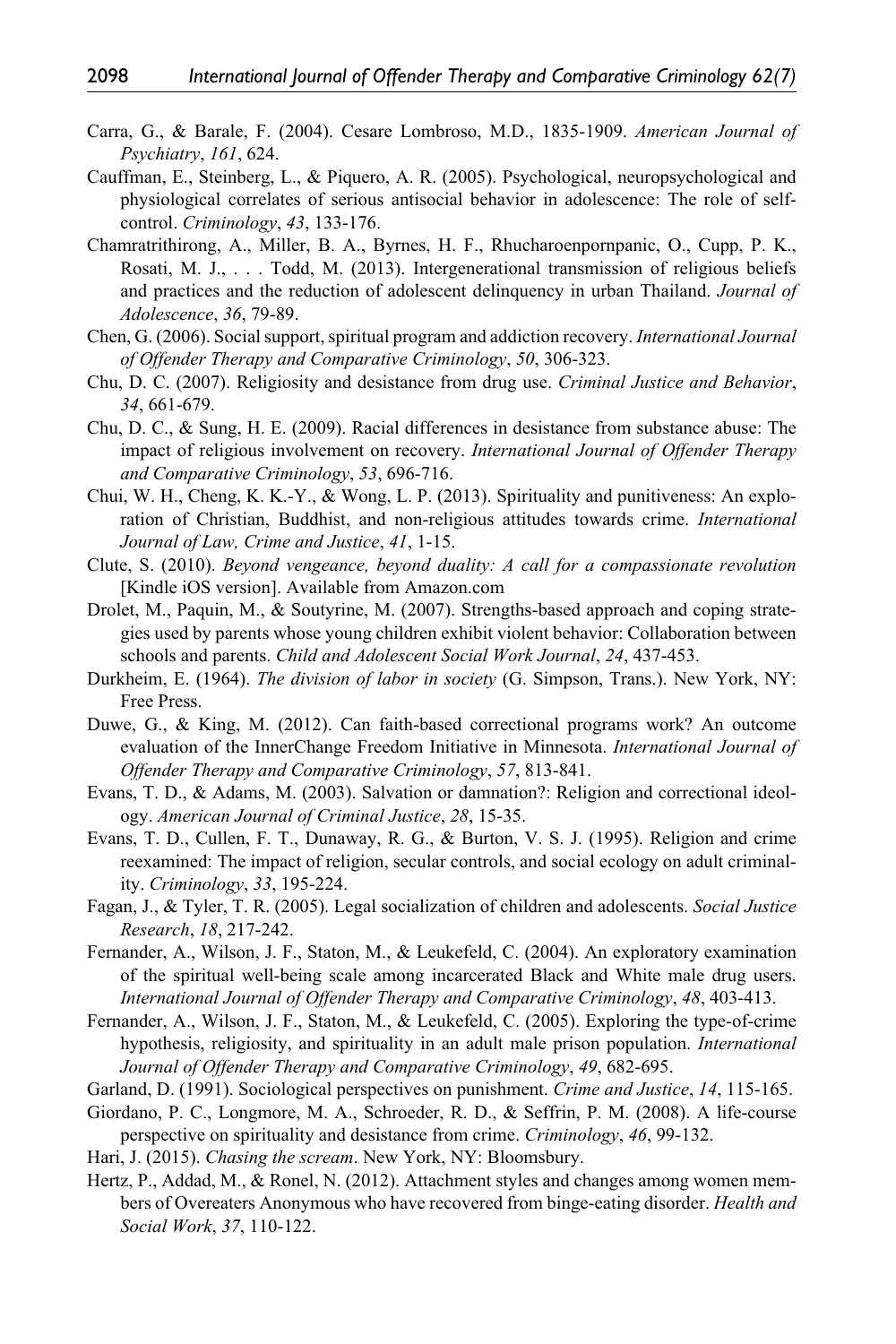Carra, G., & Barale, F. (2004). Cesare Lombroso, M.D., 1835-1909. *American Journal of Psychiatry*, *161*, 624.

Cauffman, E., Steinberg, L., & Piquero, A. R. (2005). Psychological, neuropsychological and physiological correlates of serious antisocial behavior in adolescence: The role of self-control. *Criminology*, *43*, 133-176.

Chamratrithirong, A., Miller, B. A., Byrnes, H. F., Rhucharoenpornpanic, O., Cupp, P. K., Rosati, M. J., . . . Todd, M. (2013). Intergenerational transmission of religious beliefs and practices and the reduction of adolescent delinquency in urban Thailand. *Journal of Adolescence*, *36*, 79-89.

Chen, G. (2006). Social support, spiritual program and addiction recovery. *International Journal of Offender Therapy and Comparative Criminology*, *50*, 306-323.

Chu, D. C. (2007). Religiosity and desistance from drug use. *Criminal Justice and Behavior*, *34*, 661-679.

Chu, D. C., & Sung, H. E. (2009). Racial differences in desistance from substance abuse: The impact of religious involvement on recovery. *International Journal of Offender Therapy and Comparative Criminology*, *53*, 696-716.

Chui, W. H., Cheng, K. K.-Y., & Wong, L. P. (2013). Spirituality and punitiveness: An exploration of Christian, Buddhist, and non-religious attitudes towards crime. *International Journal of Law, Crime and Justice*, *41*, 1-15.

Clute, S. (2010). *Beyond vengeance, beyond duality: A call for a compassionate revolution* [Kindle iOS version]. Available from Amazon.com

Drolet, M., Paquin, M., & Soutyrine, M. (2007). Strengths-based approach and coping strategies used by parents whose young children exhibit violent behavior: Collaboration between schools and parents. *Child and Adolescent Social Work Journal*, *24*, 437-453.

Durkheim, E. (1964). *The division of labor in society* (G. Simpson, Trans.). New York, NY: Free Press.

Duwe, G., & King, M. (2012). Can faith-based correctional programs work? An outcome evaluation of the InnerChange Freedom Initiative in Minnesota. *International Journal of Offender Therapy and Comparative Criminology*, *57*, 813-841.

Evans, T. D., & Adams, M. (2003). Salvation or damnation?: Religion and correctional ideology. *American Journal of Criminal Justice*, *28*, 15-35.

Evans, T. D., Cullen, F. T., Dunaway, R. G., & Burton, V. S. J. (1995). Religion and crime reexamined: The impact of religion, secular controls, and social ecology on adult criminality. *Criminology*, *33*, 195-224.

Fagan, J., & Tyler, T. R. (2005). Legal socialization of children and adolescents. *Social Justice Research*, *18*, 217-242.

Fernander, A., Wilson, J. F., Staton, M., & Leukefeld, C. (2004). An exploratory examination of the spiritual well-being scale among incarcerated Black and White male drug users. *International Journal of Offender Therapy and Comparative Criminology*, *48*, 403-413.

Fernander, A., Wilson, J. F., Staton, M., & Leukefeld, C. (2005). Exploring the type-of-crime hypothesis, religiosity, and spirituality in an adult male prison population. *International Journal of Offender Therapy and Comparative Criminology*, *49*, 682-695.

Garland, D. (1991). Sociological perspectives on punishment. *Crime and Justice*, *14*, 115-165.

Giordano, P. C., Longmore, M. A., Schroeder, R. D., & Seffrin, P. M. (2008). A life-course perspective on spirituality and desistance from crime. *Criminology*, *46*, 99-132.

Hari, J. (2015). *Chasing the scream*. New York, NY: Bloomsbury.

Hertz, P., Addad, M., & Ronel, N. (2012). Attachment styles and changes among women members of Overeaters Anonymous who have recovered from binge-eating disorder. *Health and Social Work*, *37*, 110-122.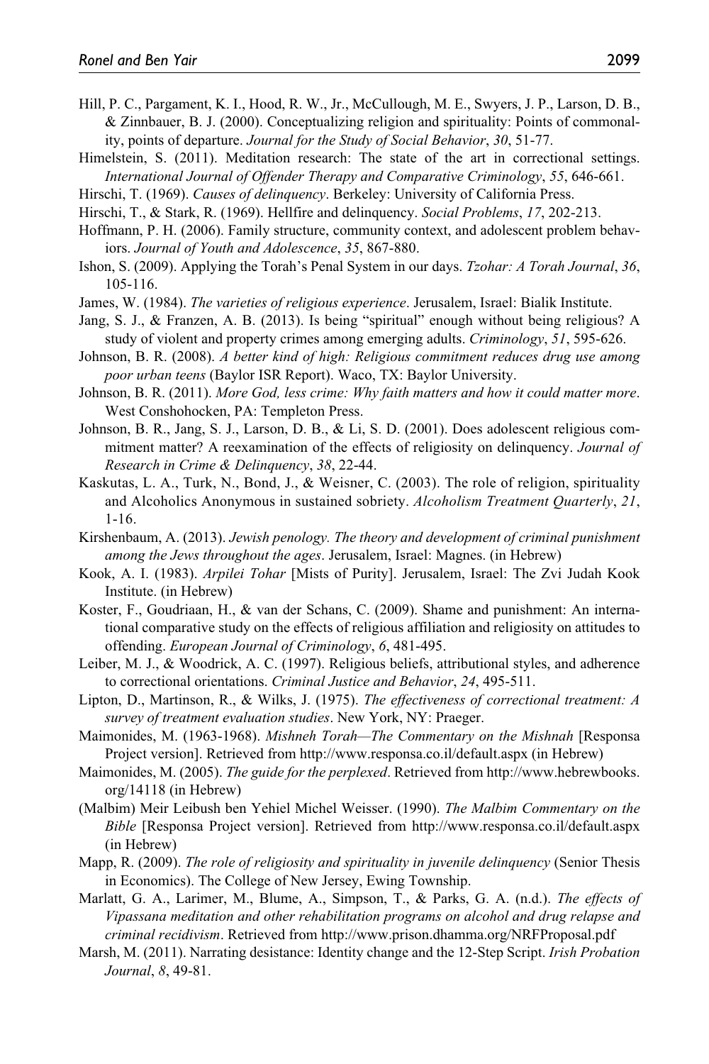Hill, P. C., Pargament, K. I., Hood, R. W., Jr., McCullough, M. E., Swyers, J. P., Larson, D. B., & Zinnbauer, B. J. (2000). Conceptualizing religion and spirituality: Points of commonality, points of departure. *Journal for the Study of Social Behavior*, *30*, 51-77.

Himelstein, S. (2011). Meditation research: The state of the art in correctional settings. *International Journal of Offender Therapy and Comparative Criminology*, *55*, 646-661.

Hirschi, T. (1969). *Causes of delinquency*. Berkeley: University of California Press.

Hirschi, T., & Stark, R. (1969). Hellfire and delinquency. *Social Problems*, *17*, 202-213.

Hoffmann, P. H. (2006). Family structure, community context, and adolescent problem behaviors. *Journal of Youth and Adolescence*, *35*, 867-880.

Ishon, S. (2009). Applying the Torah's Penal System in our days. *Tzohar: A Torah Journal*, *36*, 105-116.

James, W. (1984). *The varieties of religious experience*. Jerusalem, Israel: Bialik Institute.

Jang, S. J., & Franzen, A. B. (2013). Is being "spiritual" enough without being religious? A study of violent and property crimes among emerging adults. *Criminology*, *51*, 595-626.

Johnson, B. R. (2008). *A better kind of high: Religious commitment reduces drug use among poor urban teens* (Baylor ISR Report). Waco, TX: Baylor University.

Johnson, B. R. (2011). *More God, less crime: Why faith matters and how it could matter more*. West Conshohocken, PA: Templeton Press.

Johnson, B. R., Jang, S. J., Larson, D. B., & Li, S. D. (2001). Does adolescent religious commitment matter? A reexamination of the effects of religiosity on delinquency. *Journal of Research in Crime & Delinquency*, *38*, 22-44.

Kaskutas, L. A., Turk, N., Bond, J., & Weisner, C. (2003). The role of religion, spirituality and Alcoholics Anonymous in sustained sobriety. *Alcoholism Treatment Quarterly*, *21*, 1-16.

Kirshenbaum, A. (2013). *Jewish penology. The theory and development of criminal punishment among the Jews throughout the ages*. Jerusalem, Israel: Magnes. (in Hebrew)

Kook, A. I. (1983). *Arpilei Tohar* [Mists of Purity]. Jerusalem, Israel: The Zvi Judah Kook Institute. (in Hebrew)

Koster, F., Goudriaan, H., & van der Schans, C. (2009). Shame and punishment: An international comparative study on the effects of religious affiliation and religiosity on attitudes to offending. *European Journal of Criminology*, *6*, 481-495.

Leiber, M. J., & Woodrick, A. C. (1997). Religious beliefs, attributional styles, and adherence to correctional orientations. *Criminal Justice and Behavior*, *24*, 495-511.

Lipton, D., Martinson, R., & Wilks, J. (1975). *The effectiveness of correctional treatment: A survey of treatment evaluation studies*. New York, NY: Praeger.

Maimonides, M. (1963-1968). *Mishneh Torah—The Commentary on the Mishnah* [Responsa Project version]. Retrieved from http://www.responsa.co.il/default.aspx (in Hebrew)

Maimonides, M. (2005). *The guide for the perplexed*. Retrieved from http://www.hebrewbooks.org/14118 (in Hebrew)

(Malbim) Meir Leibush ben Yehiel Michel Weisser. (1990). *The Malbim Commentary on the Bible* [Responsa Project version]. Retrieved from http://www.responsa.co.il/default.aspx (in Hebrew)

Mapp, R. (2009). *The role of religiosity and spirituality in juvenile delinquency* (Senior Thesis in Economics). The College of New Jersey, Ewing Township.

Marlatt, G. A., Larimer, M., Blume, A., Simpson, T., & Parks, G. A. (n.d.). *The effects of Vipassana meditation and other rehabilitation programs on alcohol and drug relapse and criminal recidivism*. Retrieved from http://www.prison.dhamma.org/NRFProposal.pdf

Marsh, M. (2011). Narrating desistance: Identity change and the 12-Step Script. *Irish Probation Journal*, *8*, 49-81.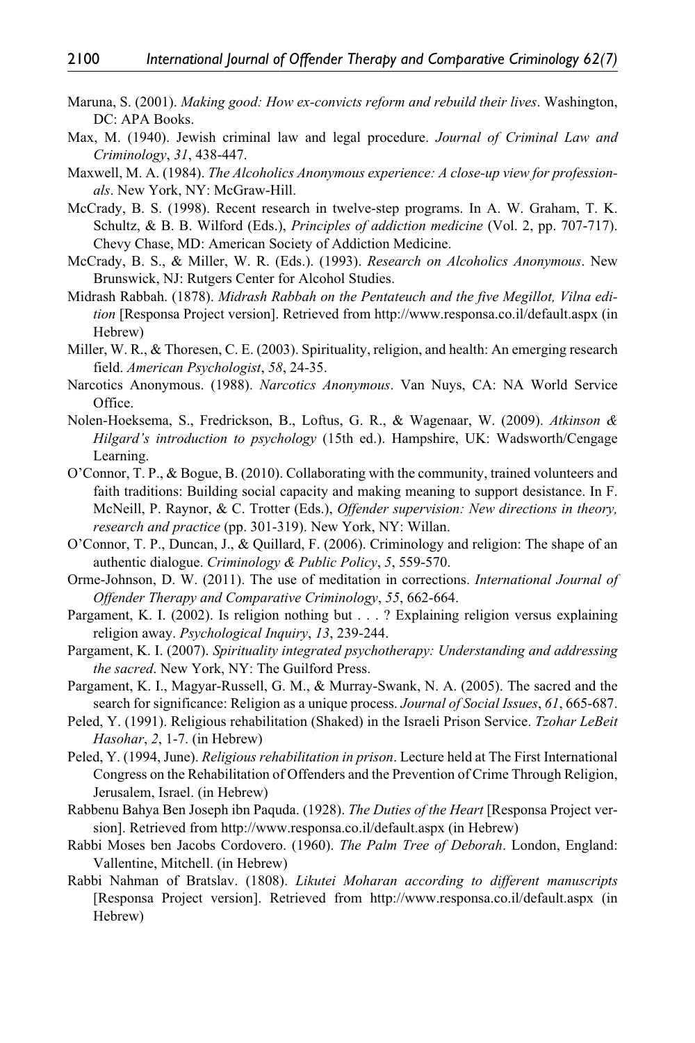Maruna, S. (2001). *Making good: How ex-convicts reform and rebuild their lives*. Washington, DC: APA Books.

Max, M. (1940). Jewish criminal law and legal procedure. *Journal of Criminal Law and Criminology*, *31*, 438-447.

Maxwell, M. A. (1984). *The Alcoholics Anonymous experience: A close-up view for professionals*. New York, NY: McGraw-Hill.

McCrady, B. S. (1998). Recent research in twelve-step programs. In A. W. Graham, T. K. Schultz, & B. B. Wilford (Eds.), *Principles of addiction medicine* (Vol. 2, pp. 707-717). Chevy Chase, MD: American Society of Addiction Medicine.

McCrady, B. S., & Miller, W. R. (Eds.). (1993). *Research on Alcoholics Anonymous*. New Brunswick, NJ: Rutgers Center for Alcohol Studies.

Midrash Rabbah. (1878). *Midrash Rabbah on the Pentateuch and the five Megillot, Vilna edition* [Responsa Project version]. Retrieved from http://www.responsa.co.il/default.aspx (in Hebrew)

Miller, W. R., & Thoresen, C. E. (2003). Spirituality, religion, and health: An emerging research field. *American Psychologist*, *58*, 24-35.

Narcotics Anonymous. (1988). *Narcotics Anonymous*. Van Nuys, CA: NA World Service Office.

Nolen-Hoeksema, S., Fredrickson, B., Loftus, G. R., & Wagenaar, W. (2009). *Atkinson & Hilgard's introduction to psychology* (15th ed.). Hampshire, UK: Wadsworth/Cengage Learning.

O'Connor, T. P., & Bogue, B. (2010). Collaborating with the community, trained volunteers and faith traditions: Building social capacity and making meaning to support desistance. In F. McNeill, P. Raynor, & C. Trotter (Eds.), *Offender supervision: New directions in theory, research and practice* (pp. 301-319). New York, NY: Willan.

O'Connor, T. P., Duncan, J., & Quillard, F. (2006). Criminology and religion: The shape of an authentic dialogue. *Criminology & Public Policy*, *5*, 559-570.

Orme-Johnson, D. W. (2011). The use of meditation in corrections. *International Journal of Offender Therapy and Comparative Criminology*, *55*, 662-664.

Pargament, K. I. (2002). Is religion nothing but . . . ? Explaining religion versus explaining religion away. *Psychological Inquiry*, *13*, 239-244.

Pargament, K. I. (2007). *Spirituality integrated psychotherapy: Understanding and addressing the sacred*. New York, NY: The Guilford Press.

Pargament, K. I., Magyar-Russell, G. M., & Murray-Swank, N. A. (2005). The sacred and the search for significance: Religion as a unique process. *Journal of Social Issues*, *61*, 665-687.

Peled, Y. (1991). Religious rehabilitation (Shaked) in the Israeli Prison Service. *Tzohar LeBeit Hasohar*, *2*, 1-7. (in Hebrew)

Peled, Y. (1994, June). *Religious rehabilitation in prison*. Lecture held at The First International Congress on the Rehabilitation of Offenders and the Prevention of Crime Through Religion, Jerusalem, Israel. (in Hebrew)

Rabbenu Bahya Ben Joseph ibn Paquda. (1928). *The Duties of the Heart* [Responsa Project version]. Retrieved from http://www.responsa.co.il/default.aspx (in Hebrew)

Rabbi Moses ben Jacobs Cordovero. (1960). *The Palm Tree of Deborah*. London, England: Vallentine, Mitchell. (in Hebrew)

Rabbi Nahman of Bratslav. (1808). *Likutei Moharan according to different manuscripts* [Responsa Project version]. Retrieved from http://www.responsa.co.il/default.aspx (in Hebrew)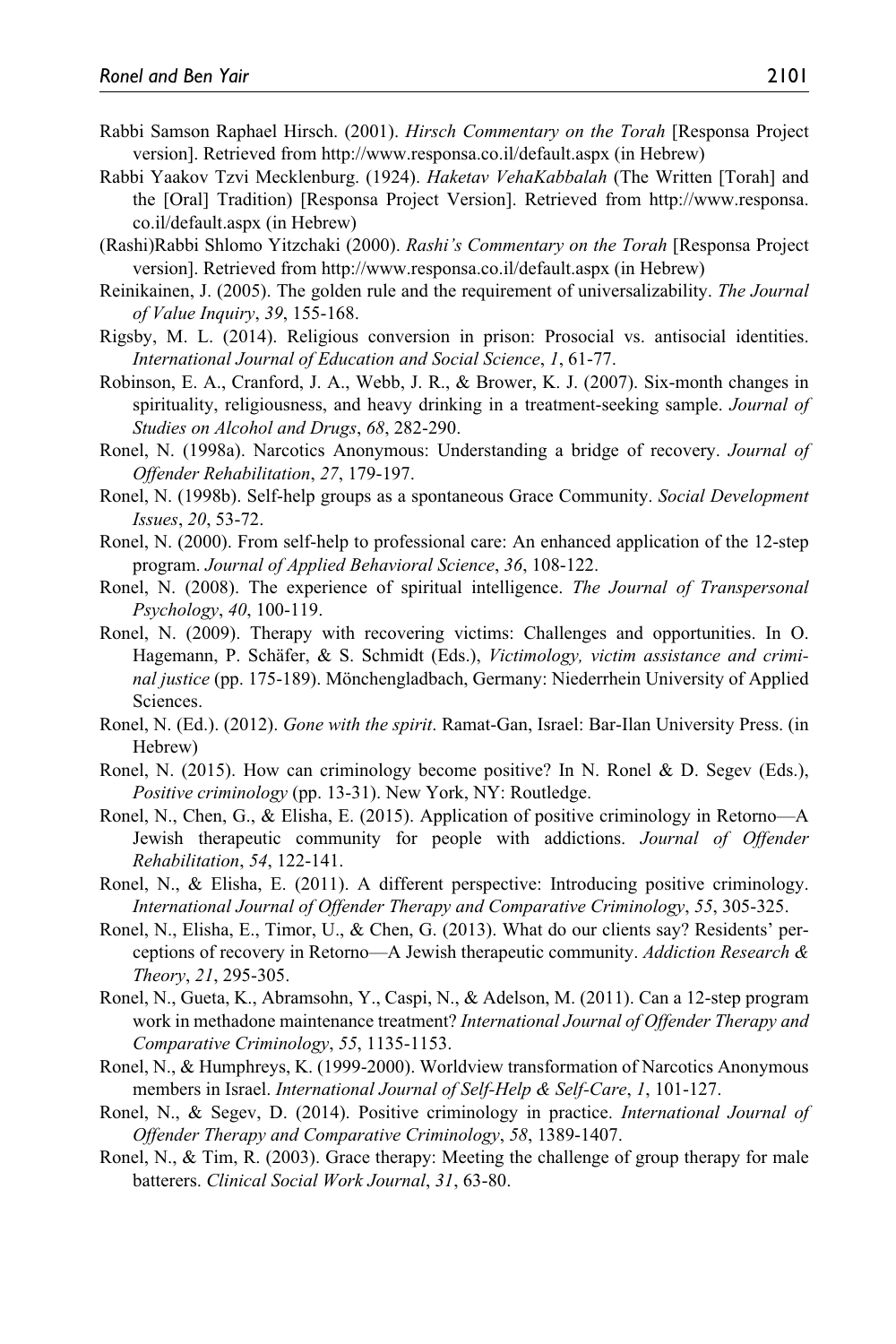Rabbi Samson Raphael Hirsch. (2001). *Hirsch Commentary on the Torah* [Responsa Project version]. Retrieved from http://www.responsa.co.il/default.aspx (in Hebrew)

Rabbi Yaakov Tzvi Mecklenburg. (1924). *Haketav VehaKabbalah* (The Written [Torah] and the [Oral] Tradition) [Responsa Project Version]. Retrieved from http://www.responsa.co.il/default.aspx (in Hebrew)

(Rashi)Rabbi Shlomo Yitzchaki (2000). *Rashi's Commentary on the Torah* [Responsa Project version]. Retrieved from http://www.responsa.co.il/default.aspx (in Hebrew)

Reinikainen, J. (2005). The golden rule and the requirement of universalizability. *The Journal of Value Inquiry*, *39*, 155-168.

Rigsby, M. L. (2014). Religious conversion in prison: Prosocial vs. antisocial identities. *International Journal of Education and Social Science*, *1*, 61-77.

Robinson, E. A., Cranford, J. A., Webb, J. R., & Brower, K. J. (2007). Six-month changes in spirituality, religiousness, and heavy drinking in a treatment-seeking sample. *Journal of Studies on Alcohol and Drugs*, *68*, 282-290.

Ronel, N. (1998a). Narcotics Anonymous: Understanding a bridge of recovery. *Journal of Offender Rehabilitation*, *27*, 179-197.

Ronel, N. (1998b). Self-help groups as a spontaneous Grace Community. *Social Development Issues*, *20*, 53-72.

Ronel, N. (2000). From self-help to professional care: An enhanced application of the 12-step program. *Journal of Applied Behavioral Science*, *36*, 108-122.

Ronel, N. (2008). The experience of spiritual intelligence. *The Journal of Transpersonal Psychology*, *40*, 100-119.

Ronel, N. (2009). Therapy with recovering victims: Challenges and opportunities. In O. Hagemann, P. Schäfer, & S. Schmidt (Eds.), *Victimology, victim assistance and criminal justice* (pp. 175-189). Mönchengladbach, Germany: Niederrhein University of Applied Sciences.

Ronel, N. (Ed.). (2012). *Gone with the spirit*. Ramat-Gan, Israel: Bar-Ilan University Press. (in Hebrew)

Ronel, N. (2015). How can criminology become positive? In N. Ronel & D. Segev (Eds.), *Positive criminology* (pp. 13-31). New York, NY: Routledge.

Ronel, N., Chen, G., & Elisha, E. (2015). Application of positive criminology in Retorno—A Jewish therapeutic community for people with addictions. *Journal of Offender Rehabilitation*, *54*, 122-141.

Ronel, N., & Elisha, E. (2011). A different perspective: Introducing positive criminology. *International Journal of Offender Therapy and Comparative Criminology*, *55*, 305-325.

Ronel, N., Elisha, E., Timor, U., & Chen, G. (2013). What do our clients say? Residents' perceptions of recovery in Retorno—A Jewish therapeutic community. *Addiction Research & Theory*, *21*, 295-305.

Ronel, N., Gueta, K., Abramsohn, Y., Caspi, N., & Adelson, M. (2011). Can a 12-step program work in methadone maintenance treatment? *International Journal of Offender Therapy and Comparative Criminology*, *55*, 1135-1153.

Ronel, N., & Humphreys, K. (1999-2000). Worldview transformation of Narcotics Anonymous members in Israel. *International Journal of Self-Help & Self-Care*, *1*, 101-127.

Ronel, N., & Segev, D. (2014). Positive criminology in practice. *International Journal of Offender Therapy and Comparative Criminology*, *58*, 1389-1407.

Ronel, N., & Tim, R. (2003). Grace therapy: Meeting the challenge of group therapy for male batterers. *Clinical Social Work Journal*, *31*, 63-80.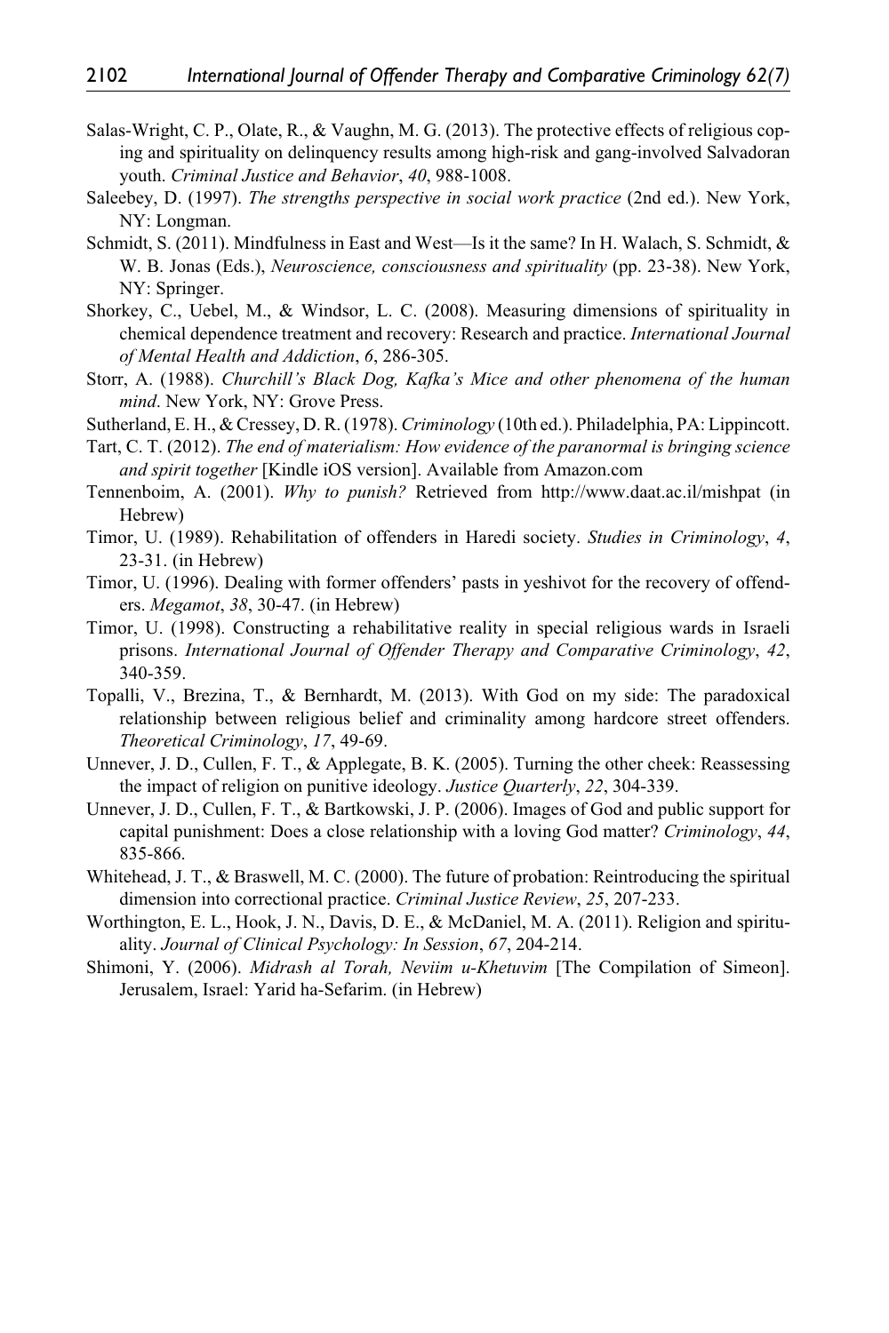Salas-Wright, C. P., Olate, R., & Vaughn, M. G. (2013). The protective effects of religious coping and spirituality on delinquency results among high-risk and gang-involved Salvadoran youth. *Criminal Justice and Behavior*, *40*, 988-1008.

Saleebey, D. (1997). *The strengths perspective in social work practice* (2nd ed.). New York, NY: Longman.

Schmidt, S. (2011). Mindfulness in East and West—Is it the same? In H. Walach, S. Schmidt, & W. B. Jonas (Eds.), *Neuroscience, consciousness and spirituality* (pp. 23-38). New York, NY: Springer.

Shorkey, C., Uebel, M., & Windsor, L. C. (2008). Measuring dimensions of spirituality in chemical dependence treatment and recovery: Research and practice. *International Journal of Mental Health and Addiction*, *6*, 286-305.

Storr, A. (1988). *Churchill's Black Dog, Kafka's Mice and other phenomena of the human mind*. New York, NY: Grove Press.

Sutherland, E. H., & Cressey, D. R. (1978). *Criminology* (10th ed.). Philadelphia, PA: Lippincott.

Tart, C. T. (2012). *The end of materialism: How evidence of the paranormal is bringing science and spirit together* [Kindle iOS version]. Available from Amazon.com

Tennenboim, A. (2001). *Why to punish?* Retrieved from http://www.daat.ac.il/mishpat (in Hebrew)

Timor, U. (1989). Rehabilitation of offenders in Haredi society. *Studies in Criminology*, *4*, 23-31. (in Hebrew)

Timor, U. (1996). Dealing with former offenders' pasts in yeshivot for the recovery of offenders. *Megamot*, *38*, 30-47. (in Hebrew)

Timor, U. (1998). Constructing a rehabilitative reality in special religious wards in Israeli prisons. *International Journal of Offender Therapy and Comparative Criminology*, *42*, 340-359.

Topalli, V., Brezina, T., & Bernhardt, M. (2013). With God on my side: The paradoxical relationship between religious belief and criminality among hardcore street offenders. *Theoretical Criminology*, *17*, 49-69.

Unnever, J. D., Cullen, F. T., & Applegate, B. K. (2005). Turning the other cheek: Reassessing the impact of religion on punitive ideology. *Justice Quarterly*, *22*, 304-339.

Unnever, J. D., Cullen, F. T., & Bartkowski, J. P. (2006). Images of God and public support for capital punishment: Does a close relationship with a loving God matter? *Criminology*, *44*, 835-866.

Whitehead, J. T., & Braswell, M. C. (2000). The future of probation: Reintroducing the spiritual dimension into correctional practice. *Criminal Justice Review*, *25*, 207-233.

Worthington, E. L., Hook, J. N., Davis, D. E., & McDaniel, M. A. (2011). Religion and spirituality. *Journal of Clinical Psychology: In Session*, *67*, 204-214.

Shimoni, Y. (2006). *Midrash al Torah, Neviim u-Khetuvim* [The Compilation of Simeon]. Jerusalem, Israel: Yarid ha-Sefarim. (in Hebrew)